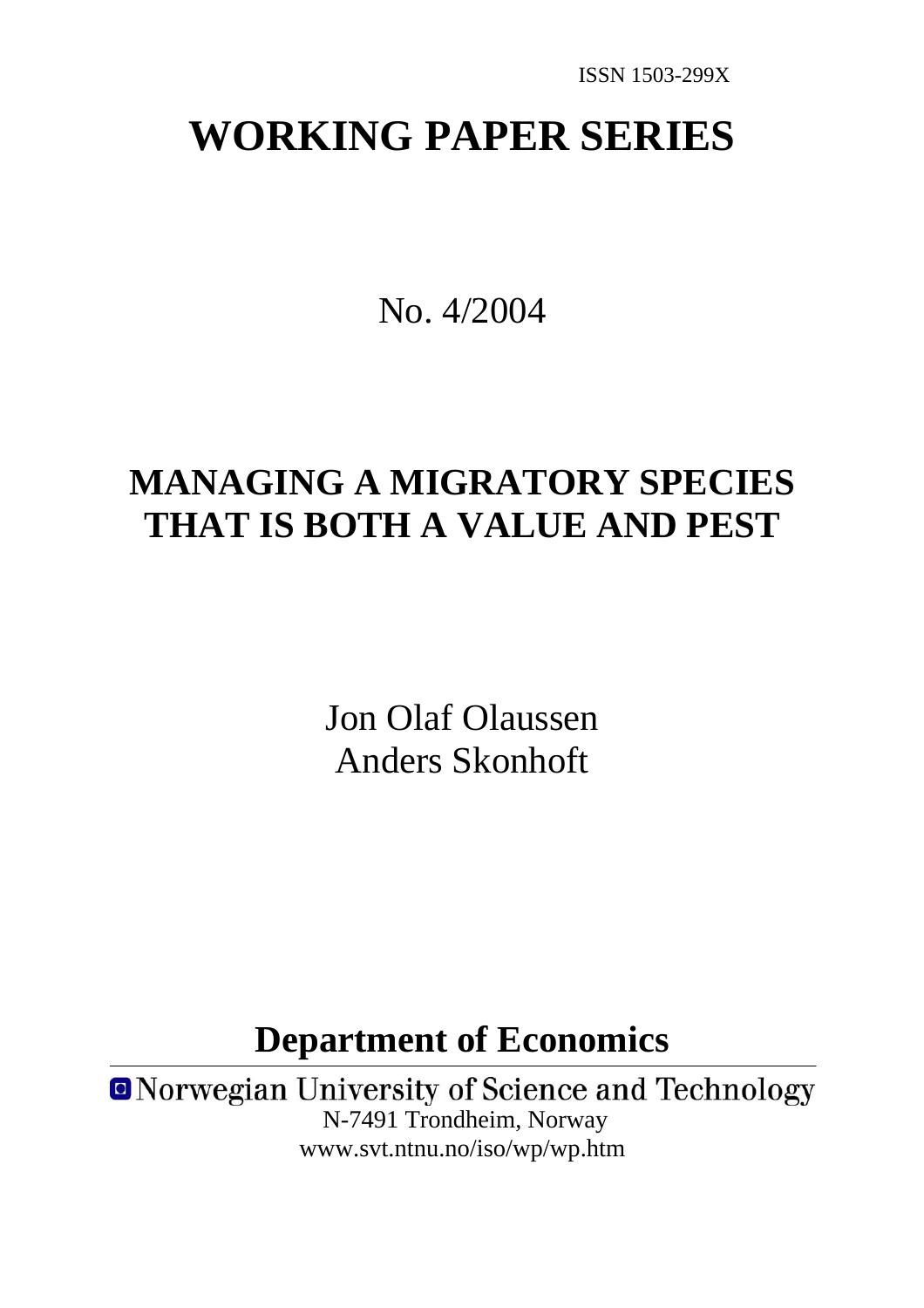ISSN 1503-299X

# WORKING PAPER SERIES

No. 4/2004

## MANAGING A MIGRATORY SPECIES THAT IS BOTH A VALUE AND PEST

Jon Olaf Olaussen
Anders Skonhoft

**Department of Economics**

Norwegian University of Science and Technology
N-7491 Trondheim, Norway
www.svt.ntnu.no/iso/wp/wp.htm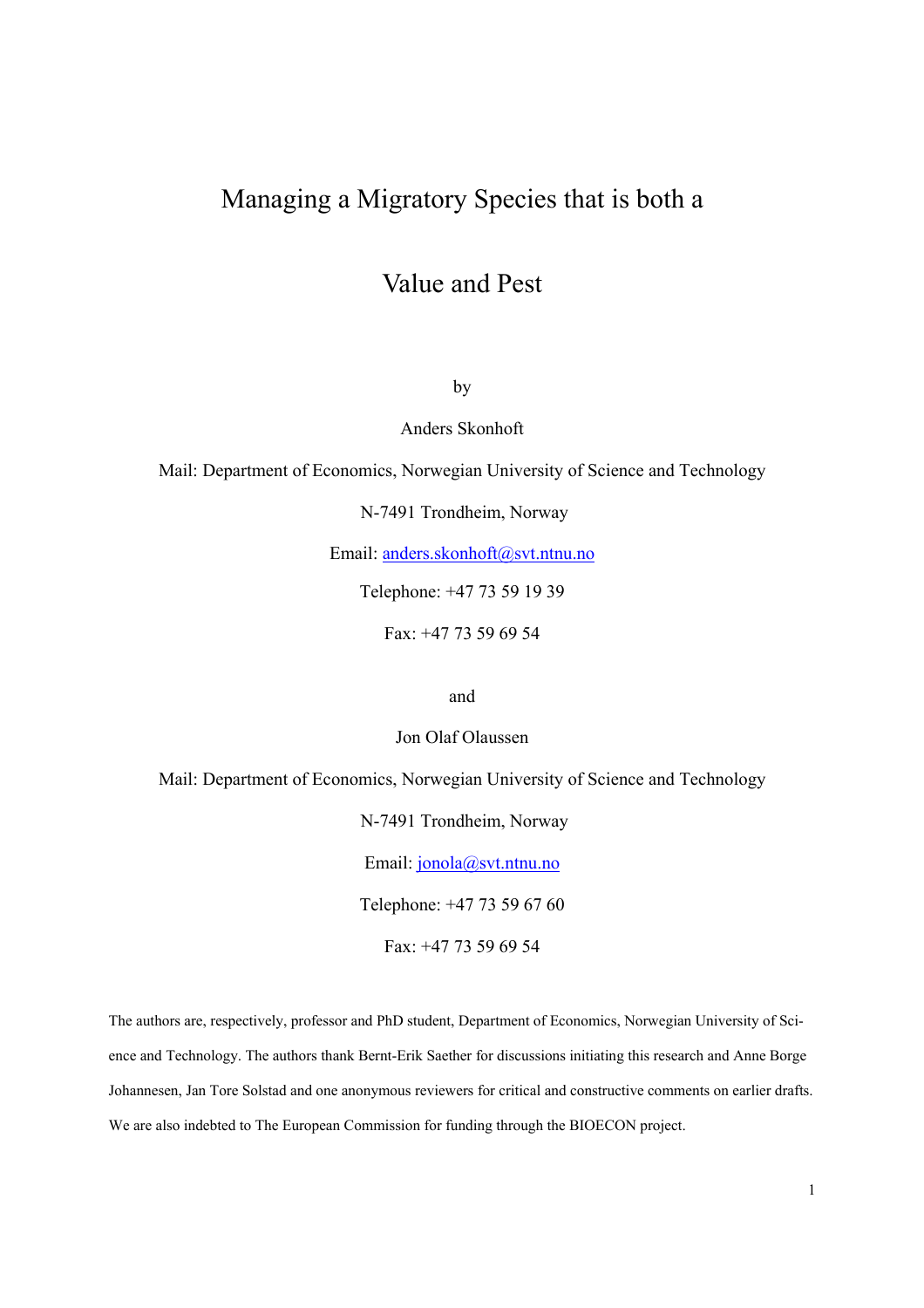# Managing a Migratory Species that is both a Value and Pest

by

Anders Skonhoft

Mail: Department of Economics, Norwegian University of Science and Technology

N-7491 Trondheim, Norway

Email: anders.skonhoft@svt.ntnu.no

Telephone: +47 73 59 19 39

Fax: +47 73 59 69 54

and

Jon Olaf Olaussen

Mail: Department of Economics, Norwegian University of Science and Technology

N-7491 Trondheim, Norway

Email: jonola@svt.ntnu.no

Telephone: +47 73 59 67 60

Fax: +47 73 59 69 54

The authors are, respectively, professor and PhD student, Department of Economics, Norwegian University of Science and Technology. The authors thank Bernt-Erik Saether for discussions initiating this research and Anne Borge Johannesen, Jan Tore Solstad and one anonymous reviewers for critical and constructive comments on earlier drafts. We are also indebted to The European Commission for funding through the BIOECON project.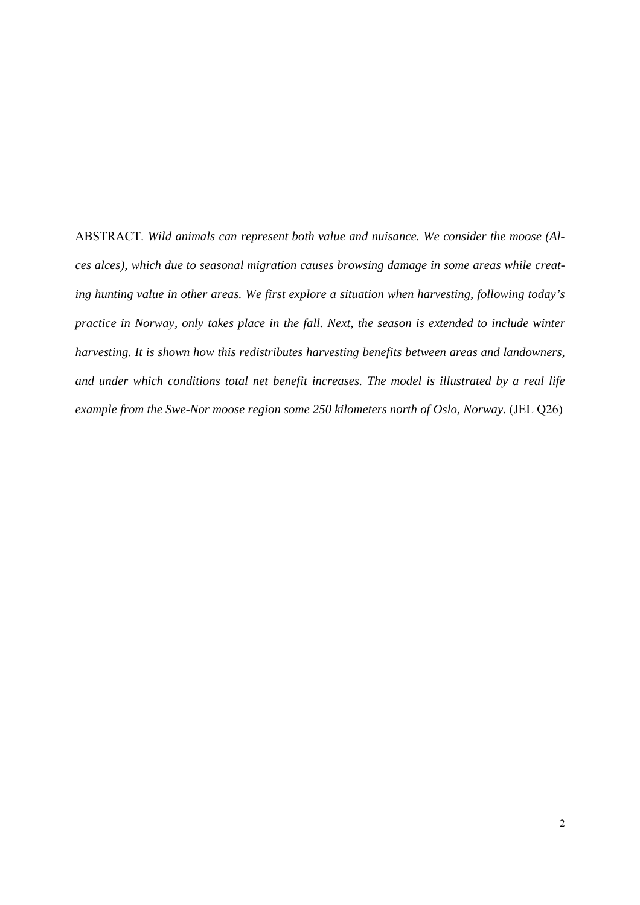ABSTRACT. *Wild animals can represent both value and nuisance. We consider the moose (Alces alces), which due to seasonal migration causes browsing damage in some areas while creating hunting value in other areas. We first explore a situation when harvesting, following today's practice in Norway, only takes place in the fall. Next, the season is extended to include winter harvesting. It is shown how this redistributes harvesting benefits between areas and landowners, and under which conditions total net benefit increases. The model is illustrated by a real life example from the Swe-Nor moose region some 250 kilometers north of Oslo, Norway.* (JEL Q26)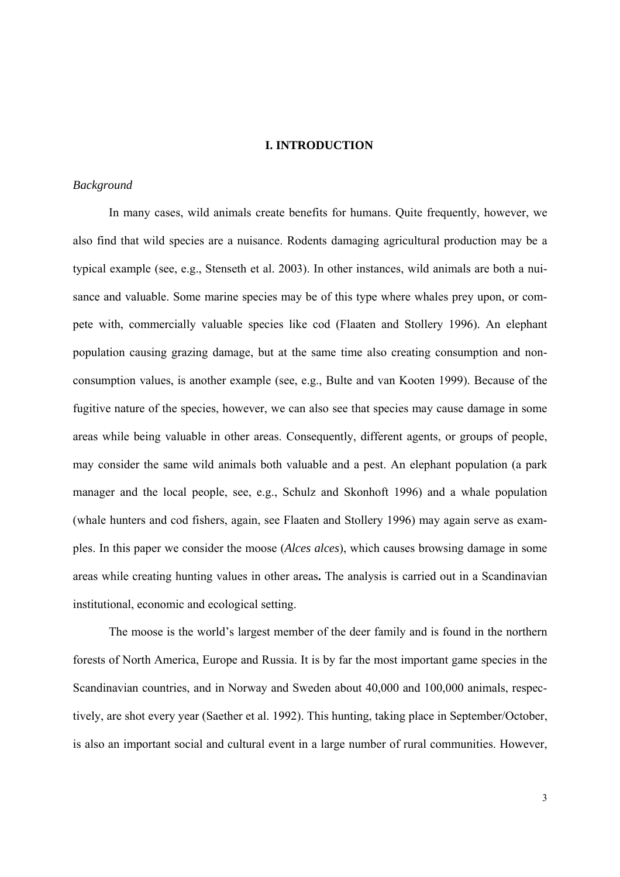# I. INTRODUCTION

*Background*

In many cases, wild animals create benefits for humans. Quite frequently, however, we also find that wild species are a nuisance. Rodents damaging agricultural production may be a typical example (see, e.g., Stenseth et al. 2003). In other instances, wild animals are both a nuisance and valuable. Some marine species may be of this type where whales prey upon, or compete with, commercially valuable species like cod (Flaaten and Stollery 1996). An elephant population causing grazing damage, but at the same time also creating consumption and non-consumption values, is another example (see, e.g., Bulte and van Kooten 1999). Because of the fugitive nature of the species, however, we can also see that species may cause damage in some areas while being valuable in other areas. Consequently, different agents, or groups of people, may consider the same wild animals both valuable and a pest. An elephant population (a park manager and the local people, see, e.g., Schulz and Skonhoft 1996) and a whale population (whale hunters and cod fishers, again, see Flaaten and Stollery 1996) may again serve as examples. In this paper we consider the moose (*Alces alces*), which causes browsing damage in some areas while creating hunting values in other areas**.** The analysis is carried out in a Scandinavian institutional, economic and ecological setting.

The moose is the world's largest member of the deer family and is found in the northern forests of North America, Europe and Russia. It is by far the most important game species in the Scandinavian countries, and in Norway and Sweden about 40,000 and 100,000 animals, respectively, are shot every year (Saether et al. 1992). This hunting, taking place in September/October, is also an important social and cultural event in a large number of rural communities. However,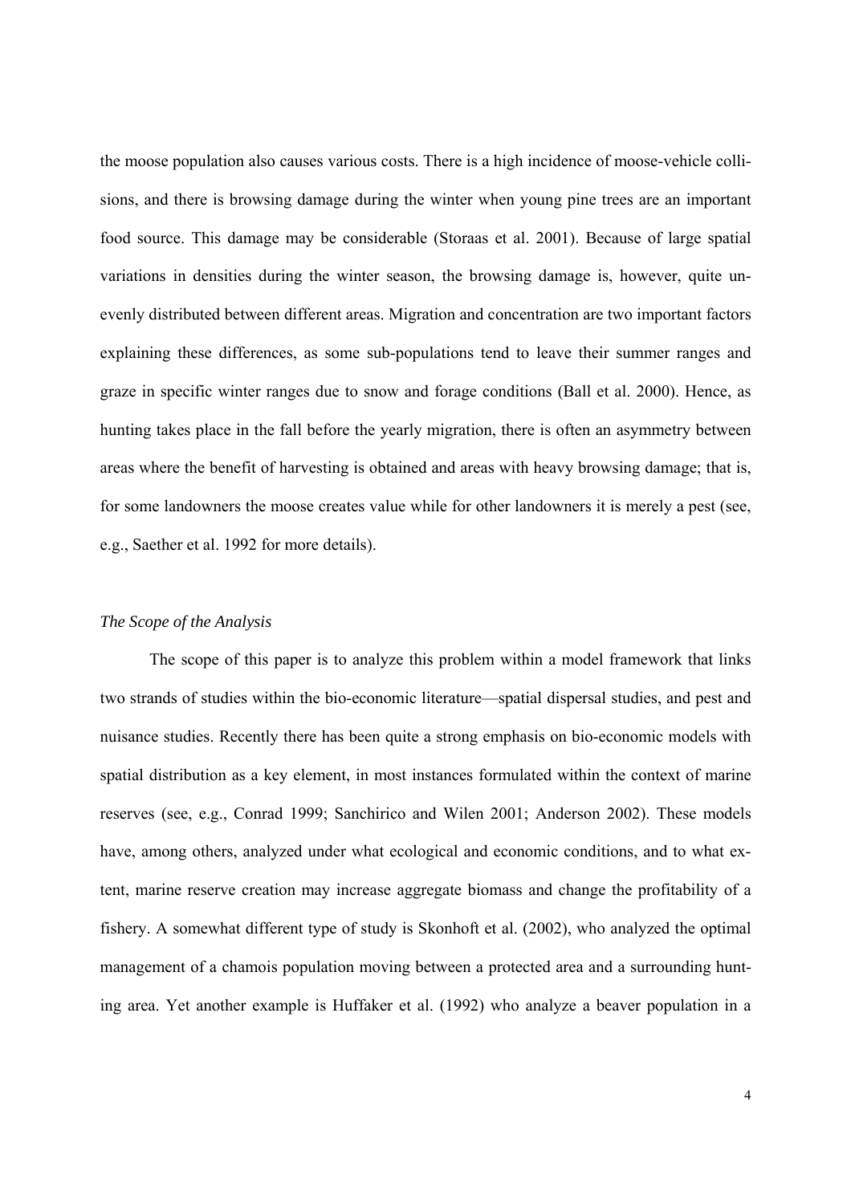the moose population also causes various costs. There is a high incidence of moose-vehicle collisions, and there is browsing damage during the winter when young pine trees are an important food source. This damage may be considerable (Storaas et al. 2001). Because of large spatial variations in densities during the winter season, the browsing damage is, however, quite unevenly distributed between different areas. Migration and concentration are two important factors explaining these differences, as some sub-populations tend to leave their summer ranges and graze in specific winter ranges due to snow and forage conditions (Ball et al. 2000). Hence, as hunting takes place in the fall before the yearly migration, there is often an asymmetry between areas where the benefit of harvesting is obtained and areas with heavy browsing damage; that is, for some landowners the moose creates value while for other landowners it is merely a pest (see, e.g., Saether et al. 1992 for more details).

*The Scope of the Analysis*

The scope of this paper is to analyze this problem within a model framework that links two strands of studies within the bio-economic literature—spatial dispersal studies, and pest and nuisance studies. Recently there has been quite a strong emphasis on bio-economic models with spatial distribution as a key element, in most instances formulated within the context of marine reserves (see, e.g., Conrad 1999; Sanchirico and Wilen 2001; Anderson 2002). These models have, among others, analyzed under what ecological and economic conditions, and to what extent, marine reserve creation may increase aggregate biomass and change the profitability of a fishery. A somewhat different type of study is Skonhoft et al. (2002), who analyzed the optimal management of a chamois population moving between a protected area and a surrounding hunting area. Yet another example is Huffaker et al. (1992) who analyze a beaver population in a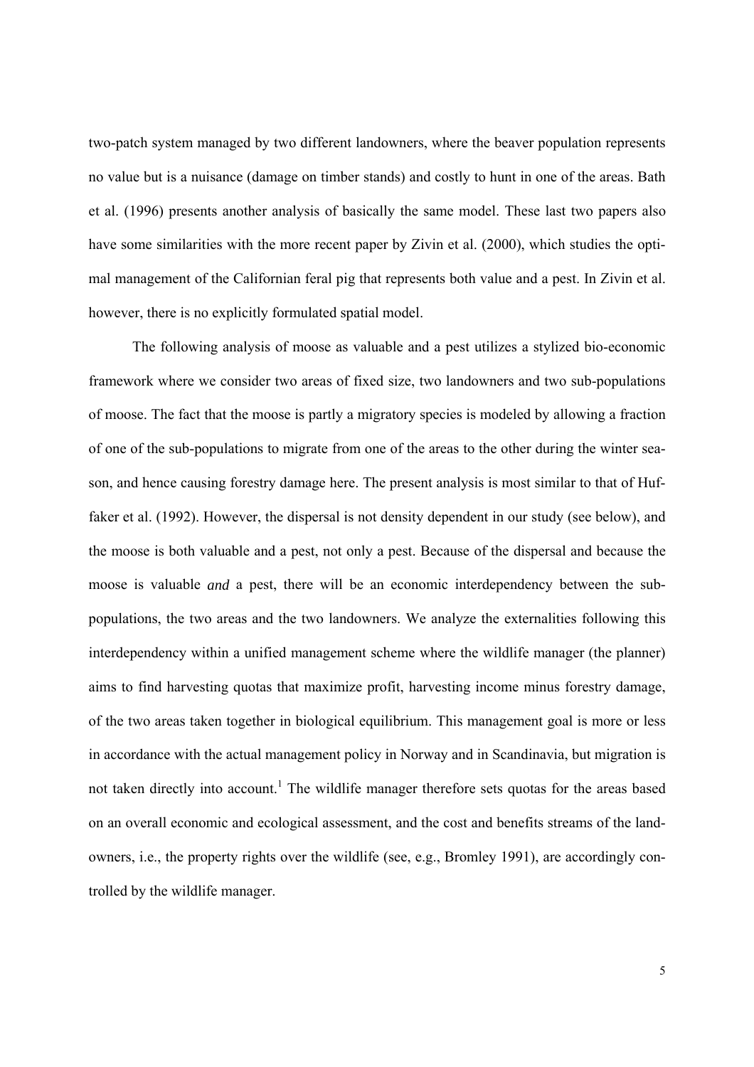two-patch system managed by two different landowners, where the beaver population represents no value but is a nuisance (damage on timber stands) and costly to hunt in one of the areas. Bath et al. (1996) presents another analysis of basically the same model. These last two papers also have some similarities with the more recent paper by Zivin et al. (2000), which studies the optimal management of the Californian feral pig that represents both value and a pest. In Zivin et al. however, there is no explicitly formulated spatial model.

The following analysis of moose as valuable and a pest utilizes a stylized bio-economic framework where we consider two areas of fixed size, two landowners and two sub-populations of moose. The fact that the moose is partly a migratory species is modeled by allowing a fraction of one of the sub-populations to migrate from one of the areas to the other during the winter season, and hence causing forestry damage here. The present analysis is most similar to that of Huffaker et al. (1992). However, the dispersal is not density dependent in our study (see below), and the moose is both valuable and a pest, not only a pest. Because of the dispersal and because the moose is valuable *and* a pest, there will be an economic interdependency between the sub-populations, the two areas and the two landowners. We analyze the externalities following this interdependency within a unified management scheme where the wildlife manager (the planner) aims to find harvesting quotas that maximize profit, harvesting income minus forestry damage, of the two areas taken together in biological equilibrium. This management goal is more or less in accordance with the actual management policy in Norway and in Scandinavia, but migration is not taken directly into account.[1] The wildlife manager therefore sets quotas for the areas based on an overall economic and ecological assessment, and the cost and benefits streams of the landowners, i.e., the property rights over the wildlife (see, e.g., Bromley 1991), are accordingly controlled by the wildlife manager.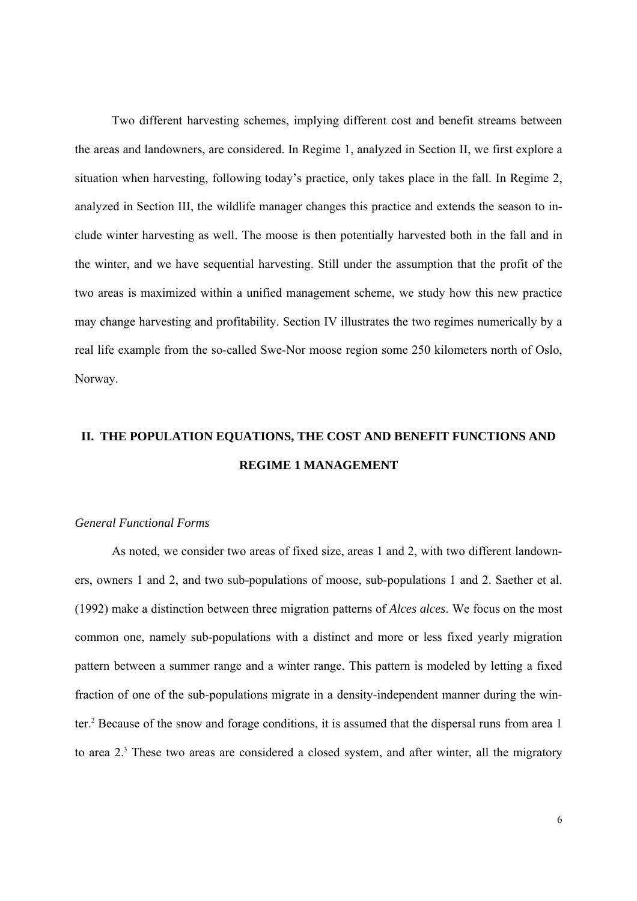Two different harvesting schemes, implying different cost and benefit streams between the areas and landowners, are considered. In Regime 1, analyzed in Section II, we first explore a situation when harvesting, following today's practice, only takes place in the fall. In Regime 2, analyzed in Section III, the wildlife manager changes this practice and extends the season to include winter harvesting as well. The moose is then potentially harvested both in the fall and in the winter, and we have sequential harvesting. Still under the assumption that the profit of the two areas is maximized within a unified management scheme, we study how this new practice may change harvesting and profitability. Section IV illustrates the two regimes numerically by a real life example from the so-called Swe-Nor moose region some 250 kilometers north of Oslo, Norway.

## II. THE POPULATION EQUATIONS, THE COST AND BENEFIT FUNCTIONS AND REGIME 1 MANAGEMENT

### *General Functional Forms*

As noted, we consider two areas of fixed size, areas 1 and 2, with two different landowners, owners 1 and 2, and two sub-populations of moose, sub-populations 1 and 2. Saether et al. (1992) make a distinction between three migration patterns of *Alces alces*. We focus on the most common one, namely sub-populations with a distinct and more or less fixed yearly migration pattern between a summer range and a winter range. This pattern is modeled by letting a fixed fraction of one of the sub-populations migrate in a density-independent manner during the winter.[2] Because of the snow and forage conditions, it is assumed that the dispersal runs from area 1 to area 2.[3] These two areas are considered a closed system, and after winter, all the migratory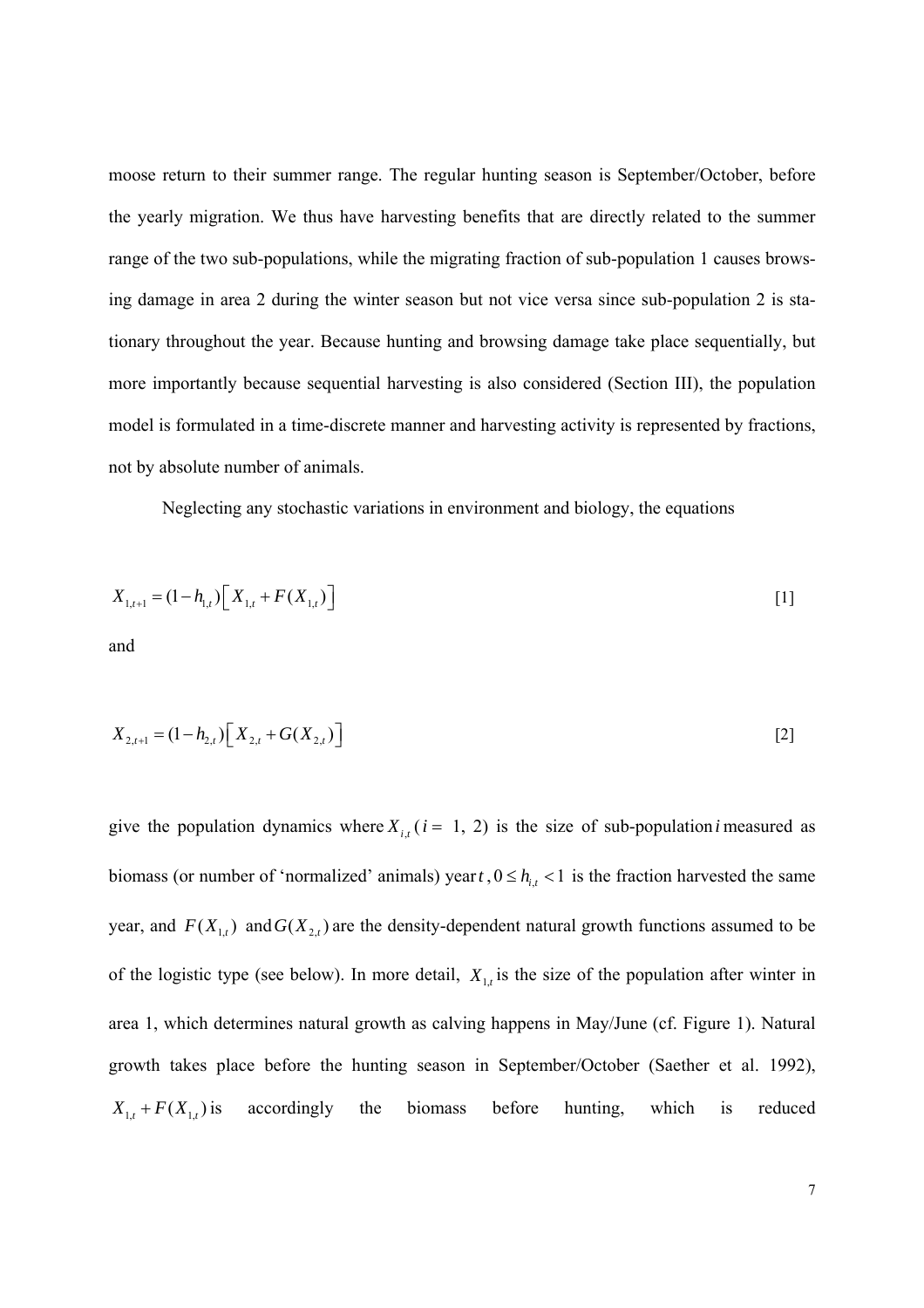moose return to their summer range. The regular hunting season is September/October, before the yearly migration. We thus have harvesting benefits that are directly related to the summer range of the two sub-populations, while the migrating fraction of sub-population 1 causes browsing damage in area 2 during the winter season but not vice versa since sub-population 2 is stationary throughout the year. Because hunting and browsing damage take place sequentially, but more importantly because sequential harvesting is also considered (Section III), the population model is formulated in a time-discrete manner and harvesting activity is represented by fractions, not by absolute number of animals.

Neglecting any stochastic variations in environment and biology, the equations

$$X_{1,t+1} = (1-h_{1,t})\left[X_{1,t} + F(X_{1,t})\right] \tag{1}$$

and

$$X_{2,t+1} = (1-h_{2,t})\left[X_{2,t} + G(X_{2,t})\right] \tag{2}$$

give the population dynamics where $X_{i,t}$ ($i =$ 1, 2) is the size of sub-population $i$ measured as biomass (or number of 'normalized' animals) year $t$, $0 \le h_{i,t} < 1$ is the fraction harvested the same year, and $F(X_{1,t})$ and $G(X_{2,t})$ are the density-dependent natural growth functions assumed to be of the logistic type (see below). In more detail, $X_{1,t}$ is the size of the population after winter in area 1, which determines natural growth as calving happens in May/June (cf. Figure 1). Natural growth takes place before the hunting season in September/October (Saether et al. 1992), $X_{1,t} + F(X_{1,t})$ is accordingly the biomass before hunting, which is reduced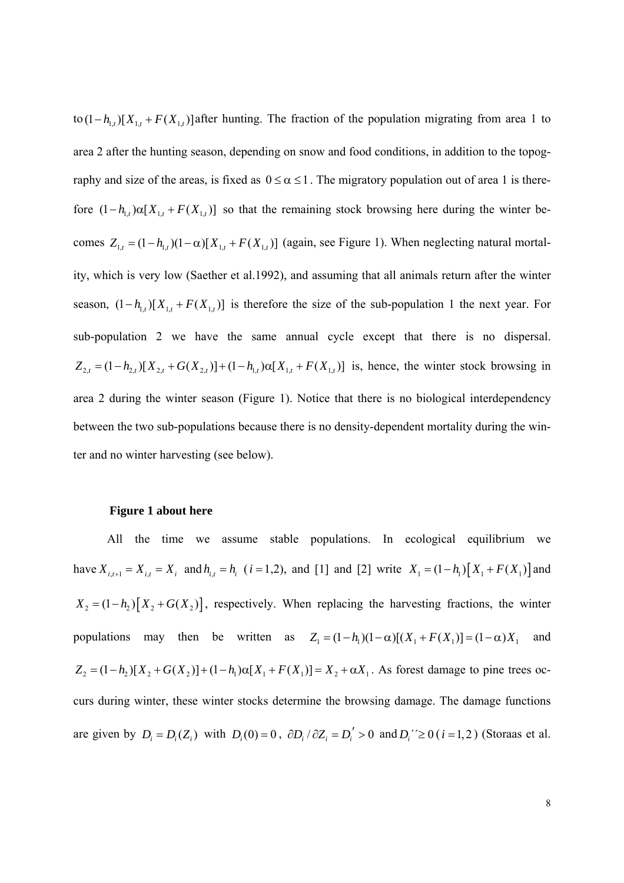to $(1-h_{1,t})[X_{1,t}+F(X_{1,t})]$ after hunting. The fraction of the population migrating from area 1 to area 2 after the hunting season, depending on snow and food conditions, in addition to the topography and size of the areas, is fixed as $0 \leq \alpha \leq 1$. The migratory population out of area 1 is therefore $(1-h_{1,t})\alpha[X_{1,t}+F(X_{1,t})]$ so that the remaining stock browsing here during the winter becomes $Z_{1,t}=(1-h_{1,t})(1-\alpha)[X_{1,t}+F(X_{1,t})]$ (again, see Figure 1). When neglecting natural mortality, which is very low (Saether et al.1992), and assuming that all animals return after the winter season, $(1-h_{1,t})[X_{1,t}+F(X_{1,t})]$ is therefore the size of the sub-population 1 the next year. For sub-population 2 we have the same annual cycle except that there is no dispersal. $Z_{2,t}=(1-h_{2,t})[X_{2,t}+G(X_{2,t})]+(1-h_{1,t})\alpha[X_{1,t}+F(X_{1,t})]$ is, hence, the winter stock browsing in area 2 during the winter season (Figure 1). Notice that there is no biological interdependency between the two sub-populations because there is no density-dependent mortality during the winter and no winter harvesting (see below).

**Figure 1 about here**

All the time we assume stable populations. In ecological equilibrium we have $X_{i,t+1}=X_{i,t}=X_i$ and $h_{i,t}=h_i$ ($i=1,2$), and [1] and [2] write $X_1=(1-h_1)\left[X_1+F(X_1)\right]$ and $X_2=(1-h_2)\left[X_2+G(X_2)\right]$, respectively. When replacing the harvesting fractions, the winter populations may then be written as $Z_1=(1-h_1)(1-\alpha)[(X_1+F(X_1)]=(1-\alpha)X_1$ and $Z_2=(1-h_2)[X_2+G(X_2)]+(1-h_1)\alpha[X_1+F(X_1)]=X_2+\alpha X_1$. As forest damage to pine trees occurs during winter, these winter stocks determine the browsing damage. The damage functions are given by $D_i=D_i(Z_i)$ with $D_i(0)=0$, $\partial D_i/\partial Z_i=D_i'>0$ and $D_i''\geq 0$ ($i=1,2$) (Storaas et al.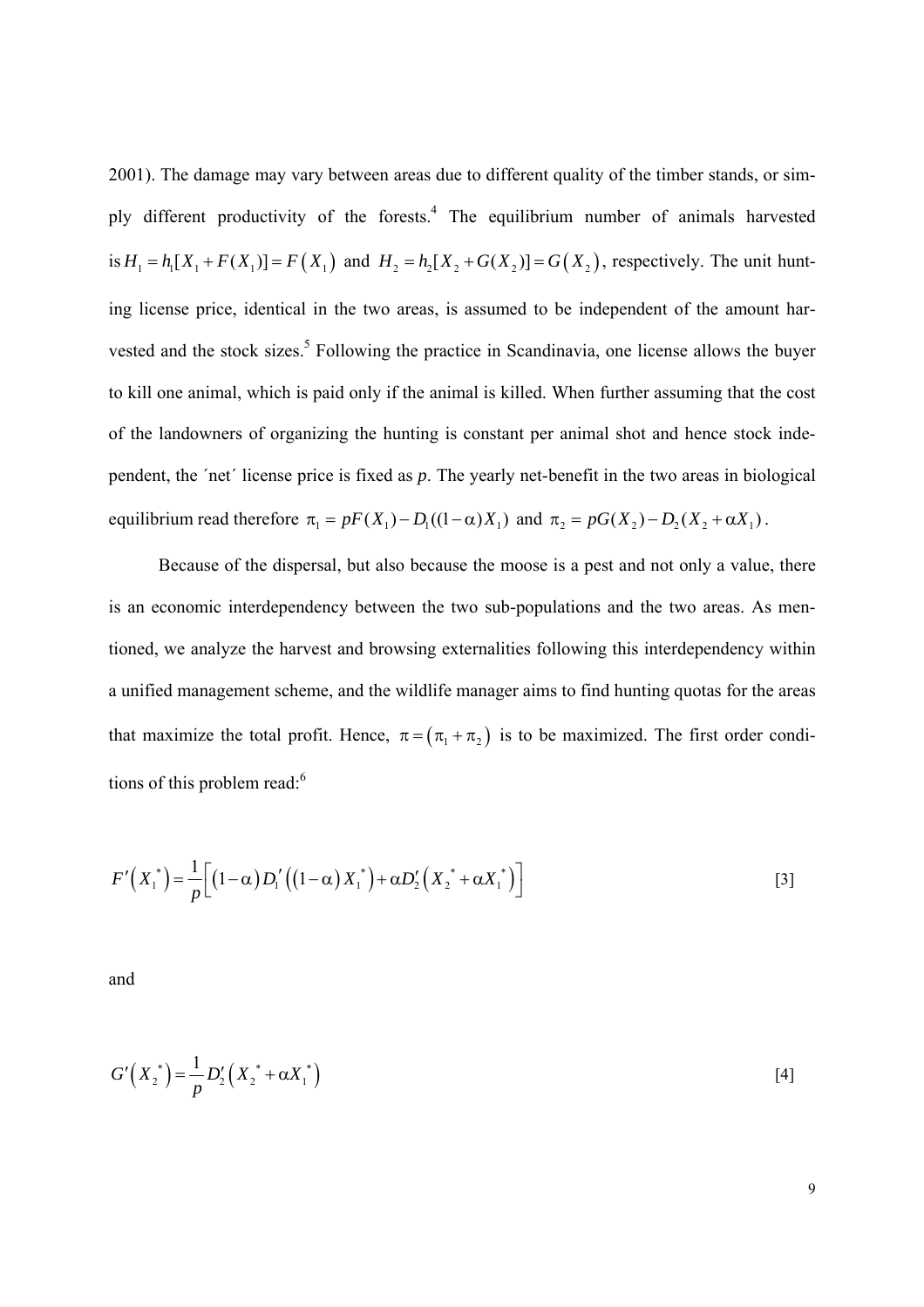2001). The damage may vary between areas due to different quality of the timber stands, or simply different productivity of the forests.[4] The equilibrium number of animals harvested is $H_1 = h_1[X_1 + F(X_1)] = F\left(X_1\right)$ and $H_2 = h_2[X_2 + G(X_2)] = G\left(X_2\right)$, respectively. The unit hunting license price, identical in the two areas, is assumed to be independent of the amount harvested and the stock sizes.[5] Following the practice in Scandinavia, one license allows the buyer to kill one animal, which is paid only if the animal is killed. When further assuming that the cost of the landowners of organizing the hunting is constant per animal shot and hence stock independent, the ´net´ license price is fixed as *p*. The yearly net-benefit in the two areas in biological equilibrium read therefore $\pi_1 = pF(X_1) - D_1((1-\alpha)X_1)$ and $\pi_2 = pG(X_2) - D_2(X_2 + \alpha X_1)$.

Because of the dispersal, but also because the moose is a pest and not only a value, there is an economic interdependency between the two sub-populations and the two areas. As mentioned, we analyze the harvest and browsing externalities following this interdependency within a unified management scheme, and the wildlife manager aims to find hunting quotas for the areas that maximize the total profit. Hence, $\pi = \left(\pi_1 + \pi_2\right)$ is to be maximized. The first order conditions of this problem read:[6]

$$F'\left(X_1^*\right) = \frac{1}{p}\left[\left(1-\alpha\right)D_1'\left(\left(1-\alpha\right)X_1^*\right) + \alpha D_2'\left(X_2^* + \alpha X_1^*\right)\right] \qquad [3]$$

and

$$G'\left(X_2^*\right) = \frac{1}{p}D_2'\left(X_2^* + \alpha X_1^*\right) \qquad [4]$$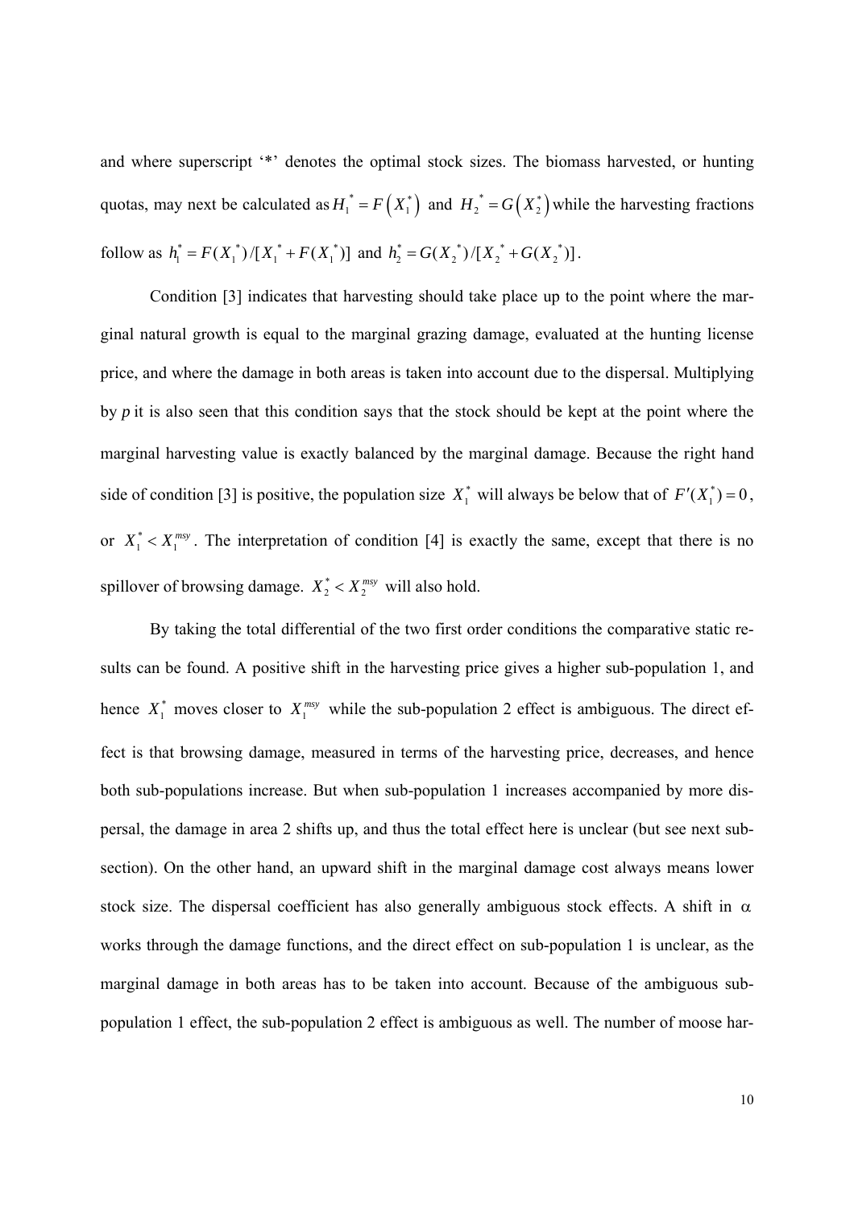and where superscript '*' denotes the optimal stock sizes. The biomass harvested, or hunting quotas, may next be calculated as $H_1^* = F\left(X_1^*\right)$ and $H_2^* = G\left(X_2^*\right)$ while the harvesting fractions follow as $h_1^* = F(X_1^*)/[X_1^* + F(X_1^*)]$ and $h_2^* = G(X_2^*)/[X_2^* + G(X_2^*)]$.

Condition [3] indicates that harvesting should take place up to the point where the marginal natural growth is equal to the marginal grazing damage, evaluated at the hunting license price, and where the damage in both areas is taken into account due to the dispersal. Multiplying by *p* it is also seen that this condition says that the stock should be kept at the point where the marginal harvesting value is exactly balanced by the marginal damage. Because the right hand side of condition [3] is positive, the population size $X_1^*$ will always be below that of $F'(X_1^*) = 0$, or $X_1^* < X_1^{msy}$. The interpretation of condition [4] is exactly the same, except that there is no spillover of browsing damage. $X_2^* < X_2^{msy}$ will also hold.

By taking the total differential of the two first order conditions the comparative static results can be found. A positive shift in the harvesting price gives a higher sub-population 1, and hence $X_1^*$ moves closer to $X_1^{msy}$ while the sub-population 2 effect is ambiguous. The direct effect is that browsing damage, measured in terms of the harvesting price, decreases, and hence both sub-populations increase. But when sub-population 1 increases accompanied by more dispersal, the damage in area 2 shifts up, and thus the total effect here is unclear (but see next subsection). On the other hand, an upward shift in the marginal damage cost always means lower stock size. The dispersal coefficient has also generally ambiguous stock effects. A shift in $\alpha$ works through the damage functions, and the direct effect on sub-population 1 is unclear, as the marginal damage in both areas has to be taken into account. Because of the ambiguous sub-population 1 effect, the sub-population 2 effect is ambiguous as well. The number of moose har-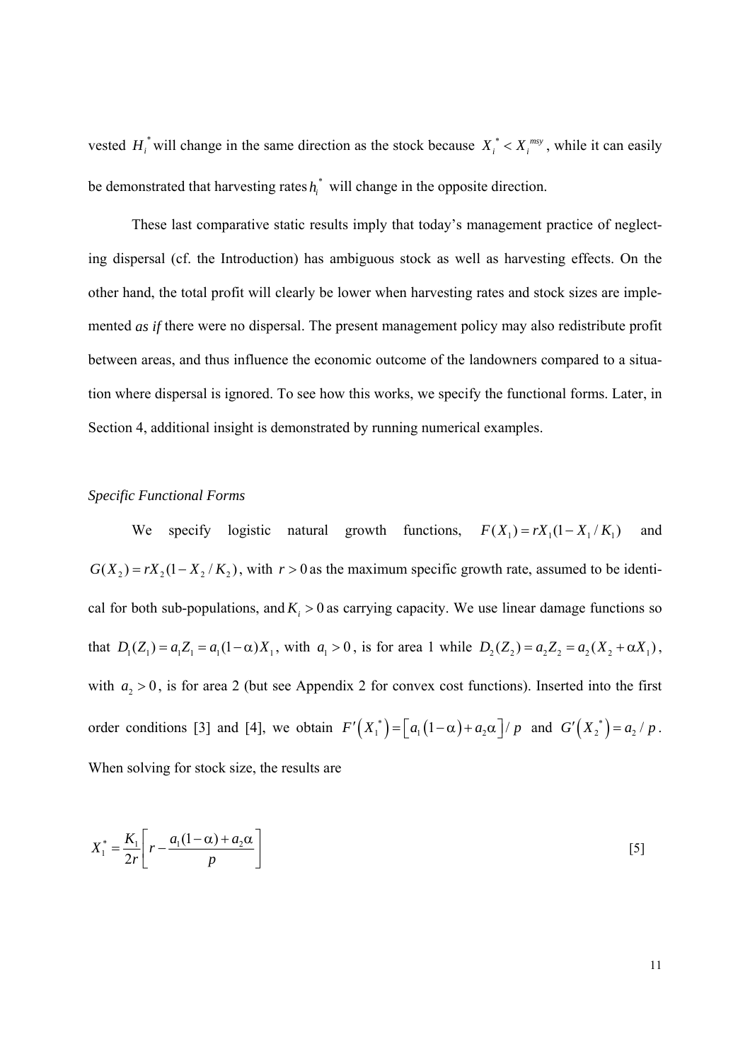vested $H_i^*$ will change in the same direction as the stock because $X_i^* < X_i^{msy}$, while it can easily be demonstrated that harvesting rates $h_i^*$ will change in the opposite direction.

These last comparative static results imply that today's management practice of neglecting dispersal (cf. the Introduction) has ambiguous stock as well as harvesting effects. On the other hand, the total profit will clearly be lower when harvesting rates and stock sizes are implemented *as if* there were no dispersal. The present management policy may also redistribute profit between areas, and thus influence the economic outcome of the landowners compared to a situation where dispersal is ignored. To see how this works, we specify the functional forms. Later, in Section 4, additional insight is demonstrated by running numerical examples.

*Specific Functional Forms*

We specify logistic natural growth functions, $F(X_1) = rX_1(1 - X_1 / K_1)$ and $G(X_2) = rX_2(1 - X_2 / K_2)$, with $r > 0$ as the maximum specific growth rate, assumed to be identical for both sub-populations, and $K_i > 0$ as carrying capacity. We use linear damage functions so that $D_1(Z_1) = a_1 Z_1 = a_1(1-\alpha)X_1$, with $a_1 > 0$, is for area 1 while $D_2(Z_2) = a_2 Z_2 = a_2(X_2 + \alpha X_1)$, with $a_2 > 0$, is for area 2 (but see Appendix 2 for convex cost functions). Inserted into the first order conditions [3] and [4], we obtain $F'\left(X_1^*\right) = \left[a_1\left(1-\alpha\right) + a_2\alpha\right] / p$ and $G'\left(X_2^*\right) = a_2 / p$. When solving for stock size, the results are

$$X_1^* = \frac{K_1}{2r}\left[r - \frac{a_1(1-\alpha) + a_2\alpha}{p}\right] \qquad [5]$$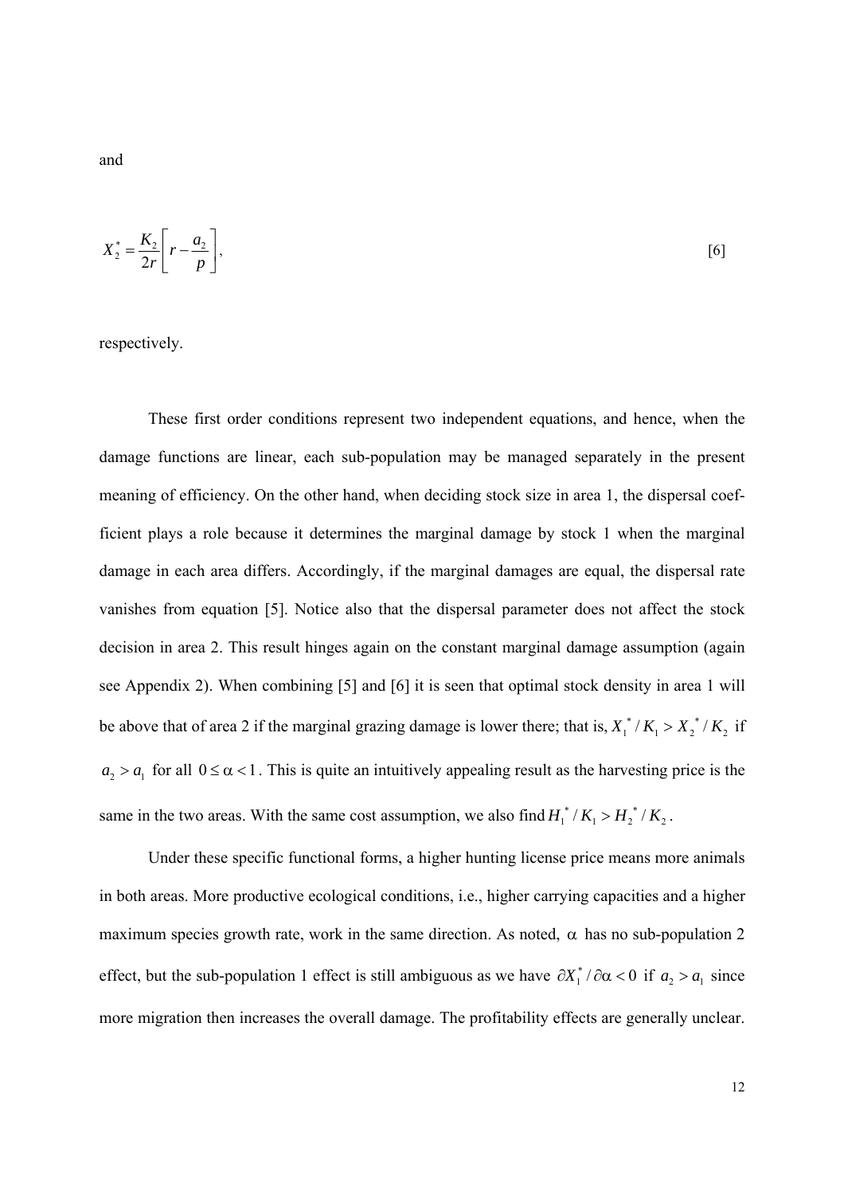and

$$X_2^* = \frac{K_2}{2r}\left[r - \frac{a_2}{p}\right], \qquad [6]$$

respectively.

These first order conditions represent two independent equations, and hence, when the damage functions are linear, each sub-population may be managed separately in the present meaning of efficiency. On the other hand, when deciding stock size in area 1, the dispersal coefficient plays a role because it determines the marginal damage by stock 1 when the marginal damage in each area differs. Accordingly, if the marginal damages are equal, the dispersal rate vanishes from equation [5]. Notice also that the dispersal parameter does not affect the stock decision in area 2. This result hinges again on the constant marginal damage assumption (again see Appendix 2). When combining [5] and [6] it is seen that optimal stock density in area 1 will be above that of area 2 if the marginal grazing damage is lower there; that is, $X_1^*/K_1 > X_2^*/K_2$ if $a_2 > a_1$ for all $0 \leq \alpha < 1$. This is quite an intuitively appealing result as the harvesting price is the same in the two areas. With the same cost assumption, we also find $H_1^*/K_1 > H_2^*/K_2$.

Under these specific functional forms, a higher hunting license price means more animals in both areas. More productive ecological conditions, i.e., higher carrying capacities and a higher maximum species growth rate, work in the same direction. As noted, $\alpha$ has no sub-population 2 effect, but the sub-population 1 effect is still ambiguous as we have $\partial X_1^*/\partial\alpha < 0$ if $a_2 > a_1$ since more migration then increases the overall damage. The profitability effects are generally unclear.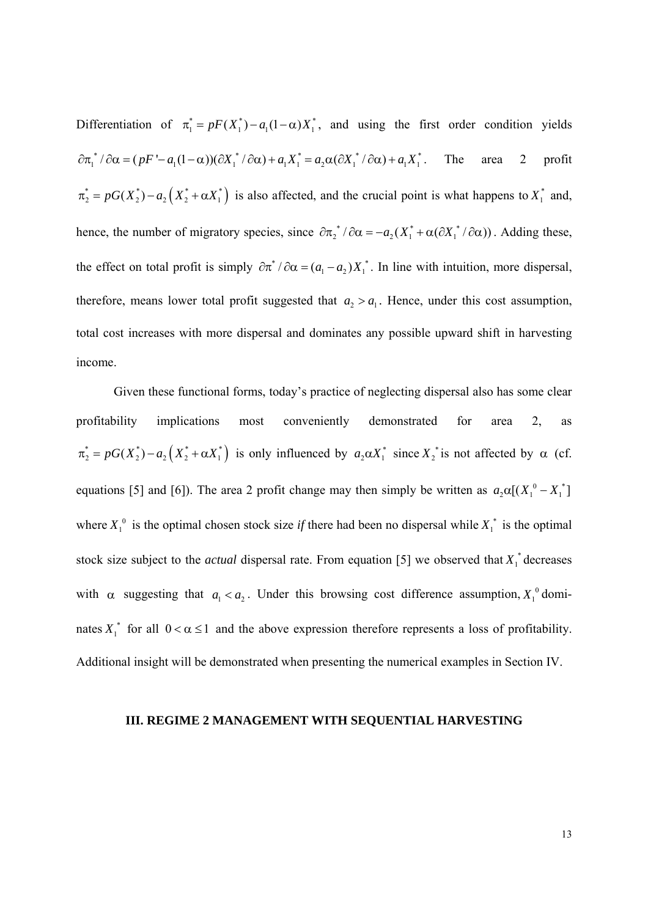Differentiation of $\pi_1^* = pF(X_1^*) - a_1(1-\alpha)X_1^*$, and using the first order condition yields $\partial\pi_1^*/\partial\alpha = (pF' - a_1(1-\alpha))(\partial X_1^*/\partial\alpha) + a_1 X_1^* = a_2\alpha(\partial X_1^*/\partial\alpha) + a_1 X_1^*$. The area 2 profit $\pi_2^* = pG(X_2^*) - a_2\left(X_2^* + \alpha X_1^*\right)$ is also affected, and the crucial point is what happens to $X_1^*$ and, hence, the number of migratory species, since $\partial\pi_2^*/\partial\alpha = -a_2(X_1^* + \alpha(\partial X_1^*/\partial\alpha))$. Adding these, the effect on total profit is simply $\partial\pi^*/\partial\alpha = (a_1 - a_2)X_1^*$. In line with intuition, more dispersal, therefore, means lower total profit suggested that $a_2 > a_1$. Hence, under this cost assumption, total cost increases with more dispersal and dominates any possible upward shift in harvesting income.

Given these functional forms, today's practice of neglecting dispersal also has some clear profitability implications most conveniently demonstrated for area 2, as $\pi_2^* = pG(X_2^*) - a_2\left(X_2^* + \alpha X_1^*\right)$ is only influenced by $a_2\alpha X_1^*$ since $X_2^*$ is not affected by $\alpha$ (cf. equations [5] and [6]). The area 2 profit change may then simply be written as $a_2\alpha[(X_1^0 - X_1^*]$ where $X_1^0$ is the optimal chosen stock size *if* there had been no dispersal while $X_1^*$ is the optimal stock size subject to the *actual* dispersal rate. From equation [5] we observed that $X_1^*$ decreases with $\alpha$ suggesting that $a_1 < a_2$. Under this browsing cost difference assumption, $X_1^0$ dominates $X_1^*$ for all $0 < \alpha \leq 1$ and the above expression therefore represents a loss of profitability. Additional insight will be demonstrated when presenting the numerical examples in Section IV.

## III. REGIME 2 MANAGEMENT WITH SEQUENTIAL HARVESTING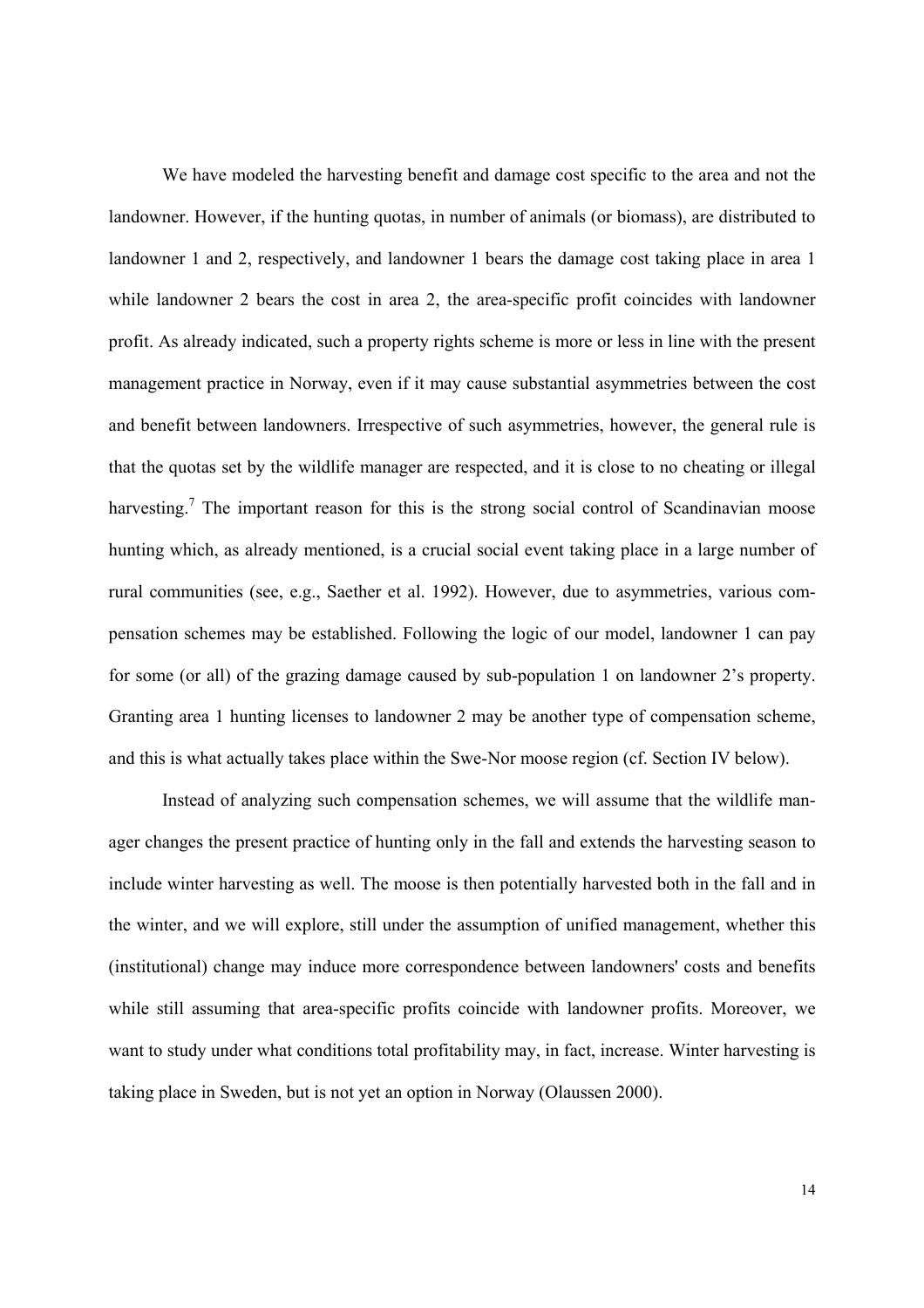We have modeled the harvesting benefit and damage cost specific to the area and not the landowner. However, if the hunting quotas, in number of animals (or biomass), are distributed to landowner 1 and 2, respectively, and landowner 1 bears the damage cost taking place in area 1 while landowner 2 bears the cost in area 2, the area-specific profit coincides with landowner profit. As already indicated, such a property rights scheme is more or less in line with the present management practice in Norway, even if it may cause substantial asymmetries between the cost and benefit between landowners. Irrespective of such asymmetries, however, the general rule is that the quotas set by the wildlife manager are respected, and it is close to no cheating or illegal harvesting.[7] The important reason for this is the strong social control of Scandinavian moose hunting which, as already mentioned, is a crucial social event taking place in a large number of rural communities (see, e.g., Saether et al. 1992). However, due to asymmetries, various compensation schemes may be established. Following the logic of our model, landowner 1 can pay for some (or all) of the grazing damage caused by sub-population 1 on landowner 2's property. Granting area 1 hunting licenses to landowner 2 may be another type of compensation scheme, and this is what actually takes place within the Swe-Nor moose region (cf. Section IV below).

Instead of analyzing such compensation schemes, we will assume that the wildlife manager changes the present practice of hunting only in the fall and extends the harvesting season to include winter harvesting as well. The moose is then potentially harvested both in the fall and in the winter, and we will explore, still under the assumption of unified management, whether this (institutional) change may induce more correspondence between landowners' costs and benefits while still assuming that area-specific profits coincide with landowner profits. Moreover, we want to study under what conditions total profitability may, in fact, increase. Winter harvesting is taking place in Sweden, but is not yet an option in Norway (Olaussen 2000).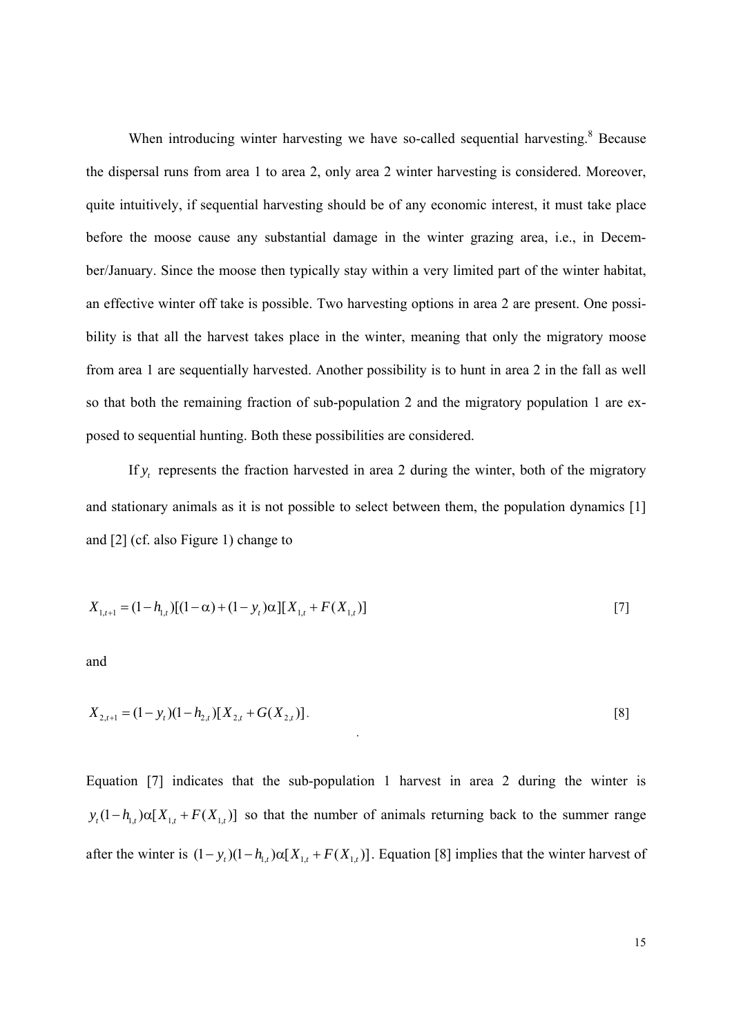When introducing winter harvesting we have so-called sequential harvesting.[8] Because the dispersal runs from area 1 to area 2, only area 2 winter harvesting is considered. Moreover, quite intuitively, if sequential harvesting should be of any economic interest, it must take place before the moose cause any substantial damage in the winter grazing area, i.e., in December/January. Since the moose then typically stay within a very limited part of the winter habitat, an effective winter off take is possible. Two harvesting options in area 2 are present. One possibility is that all the harvest takes place in the winter, meaning that only the migratory moose from area 1 are sequentially harvested. Another possibility is to hunt in area 2 in the fall as well so that both the remaining fraction of sub-population 2 and the migratory population 1 are exposed to sequential hunting. Both these possibilities are considered.

If $y_t$ represents the fraction harvested in area 2 during the winter, both of the migratory and stationary animals as it is not possible to select between them, the population dynamics [1] and [2] (cf. also Figure 1) change to

$$X_{1,t+1} = (1-h_{1,t})[(1-\alpha)+(1-y_t)\alpha][X_{1,t}+F(X_{1,t})] \quad [7]$$

and

$$X_{2,t+1} = (1-y_t)(1-h_{2,t})[X_{2,t}+G(X_{2,t})]. \quad [8]$$

Equation [7] indicates that the sub-population 1 harvest in area 2 during the winter is $y_t(1-h_{1,t})\alpha[X_{1,t}+F(X_{1,t})]$ so that the number of animals returning back to the summer range after the winter is $(1-y_t)(1-h_{1,t})\alpha[X_{1,t}+F(X_{1,t})]$. Equation [8] implies that the winter harvest of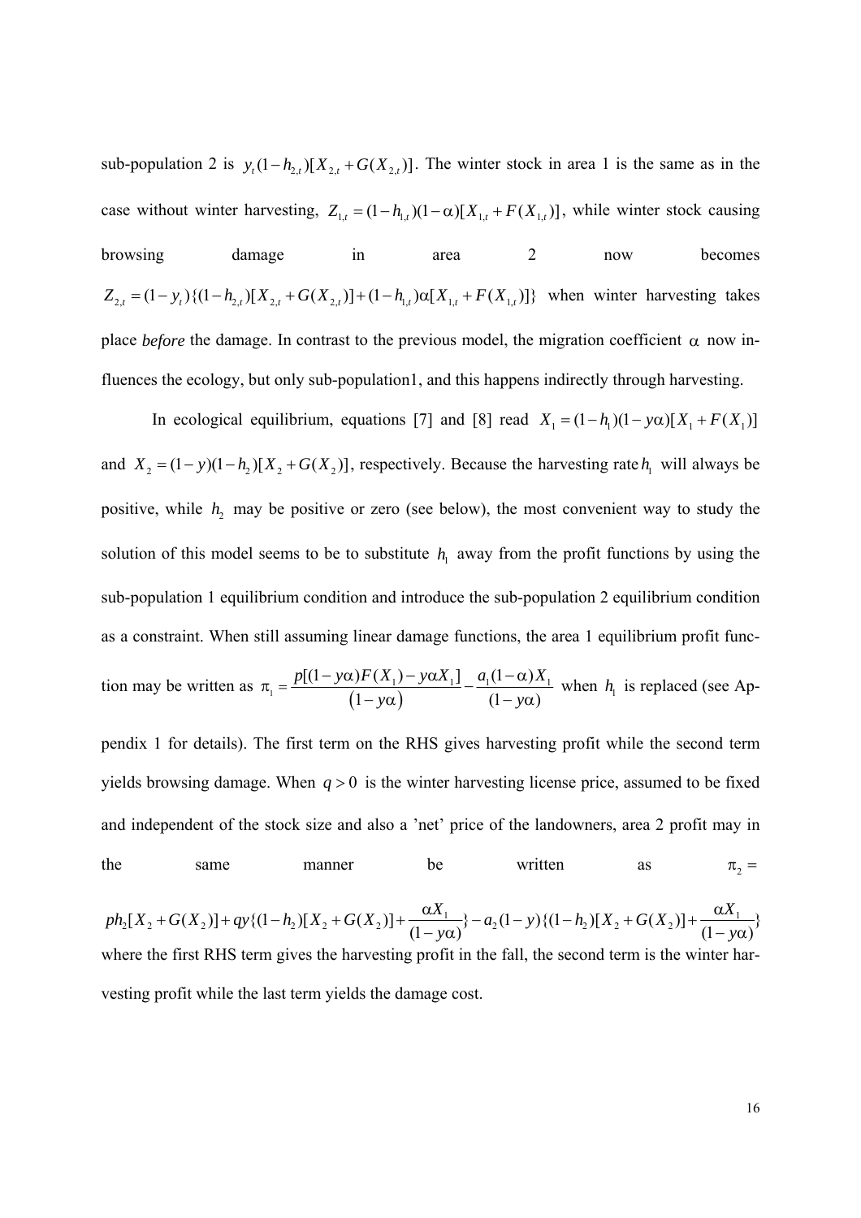sub-population 2 is $y_t(1-h_{2,t})[X_{2,t}+G(X_{2,t})]$. The winter stock in area 1 is the same as in the case without winter harvesting, $Z_{1,t}=(1-h_{1,t})(1-\alpha)[X_{1,t}+F(X_{1,t})]$, while winter stock causing browsing damage in area 2 now becomes $Z_{2,t}=(1-y_t)\{(1-h_{2,t})[X_{2,t}+G(X_{2,t})]+(1-h_{1,t})\alpha[X_{1,t}+F(X_{1,t})]\}$ when winter harvesting takes place *before* the damage. In contrast to the previous model, the migration coefficient $\alpha$ now influences the ecology, but only sub-population1, and this happens indirectly through harvesting.

In ecological equilibrium, equations [7] and [8] read $X_1=(1-h_1)(1-y\alpha)[X_1+F(X_1)]$ and $X_2=(1-y)(1-h_2)[X_2+G(X_2)]$, respectively. Because the harvesting rate $h_1$ will always be positive, while $h_2$ may be positive or zero (see below), the most convenient way to study the solution of this model seems to be to substitute $h_1$ away from the profit functions by using the sub-population 1 equilibrium condition and introduce the sub-population 2 equilibrium condition as a constraint. When still assuming linear damage functions, the area 1 equilibrium profit function may be written as $\pi_1=\dfrac{p[(1-y\alpha)F(X_1)-y\alpha X_1]}{(1-y\alpha)}-\dfrac{a_1(1-\alpha)X_1}{(1-y\alpha)}$ when $h_1$ is replaced (see Appendix 1 for details). The first term on the RHS gives harvesting profit while the second term yields browsing damage. When $q>0$ is the winter harvesting license price, assumed to be fixed and independent of the stock size and also a 'net' price of the landowners, area 2 profit may in the same manner be written as $\pi_2=$

$$ph_2[X_2+G(X_2)]+qy\{(1-h_2)[X_2+G(X_2)]+\frac{\alpha X_1}{(1-y\alpha)}\}-a_2(1-y)\{(1-h_2)[X_2+G(X_2)]+\frac{\alpha X_1}{(1-y\alpha)}\}$$

where the first RHS term gives the harvesting profit in the fall, the second term is the winter harvesting profit while the last term yields the damage cost.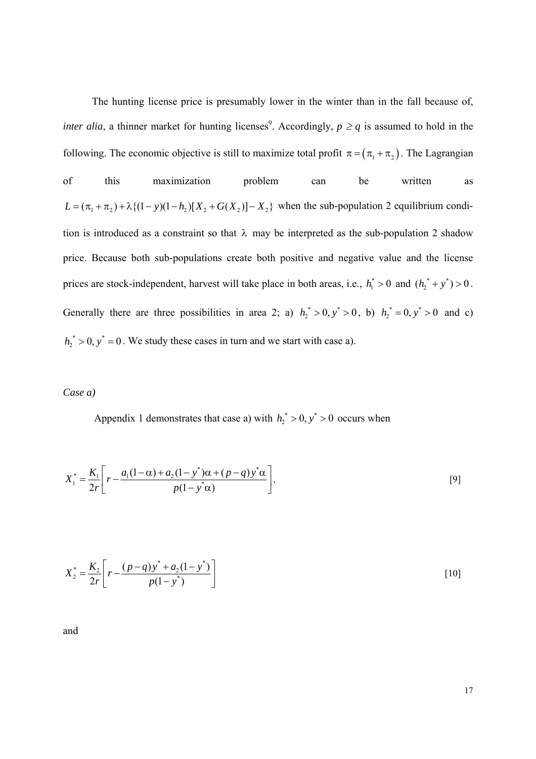The hunting license price is presumably lower in the winter than in the fall because of, *inter alia*, a thinner market for hunting licenses[9]. Accordingly, $p \geq q$ is assumed to hold in the following. The economic objective is still to maximize total profit $\pi = (\pi_1 + \pi_2)$. The Lagrangian of this maximization problem can be written as $L = (\pi_1 + \pi_2) + \lambda\{(1-y)(1-h_2)[X_2 + G(X_2)] - X_2\}$ when the sub-population 2 equilibrium condition is introduced as a constraint so that $\lambda$ may be interpreted as the sub-population 2 shadow price. Because both sub-populations create both positive and negative value and the license prices are stock-independent, harvest will take place in both areas, i.e., $h_1^* > 0$ and $(h_2^* + y^*) > 0$. Generally there are three possibilities in area 2; a) $h_2^* > 0, y^* > 0$, b) $h_2^* = 0, y^* > 0$ and c) $h_2^* > 0, y^* = 0$. We study these cases in turn and we start with case a).

*Case a)*

Appendix 1 demonstrates that case a) with $h_2^* > 0, y^* > 0$ occurs when

$$X_1^* = \frac{K_1}{2r}\left[r - \frac{a_1(1-\alpha) + a_2(1-y^*)\alpha + (p-q)y^*\alpha}{p(1-y^*\alpha)}\right], \qquad [9]$$

$$X_2^* = \frac{K_2}{2r}\left[r - \frac{(p-q)y^* + a_2(1-y^*)}{p(1-y^*)}\right] \qquad [10]$$

and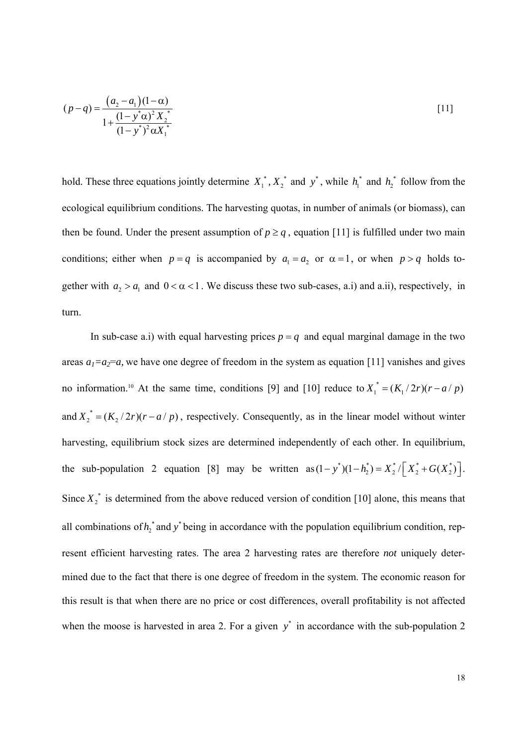$$(p-q) = \frac{\left(a_2 - a_1\right)(1-\alpha)}{1 + \dfrac{(1-y^*\alpha)^2 X_2^*}{(1-y^*)^2 \alpha X_1^*}} \qquad [11]$$

hold. These three equations jointly determine $X_1^*$, $X_2^*$ and $y^*$, while $h_1^*$ and $h_2^*$ follow from the ecological equilibrium conditions. The harvesting quotas, in number of animals (or biomass), can then be found. Under the present assumption of $p \geq q$, equation [11] is fulfilled under two main conditions; either when $p = q$ is accompanied by $a_1 = a_2$ or $\alpha = 1$, or when $p > q$ holds together with $a_2 > a_1$ and $0 < \alpha < 1$. We discuss these two sub-cases, a.i) and a.ii), respectively, in turn.

In sub-case a.i) with equal harvesting prices $p = q$ and equal marginal damage in the two areas $a_1 = a_2 = a$, we have one degree of freedom in the system as equation [11] vanishes and gives no information.[10] At the same time, conditions [9] and [10] reduce to $X_1^* = (K_1 / 2r)(r - a/p)$ and $X_2^* = (K_2 / 2r)(r - a/p)$, respectively. Consequently, as in the linear model without winter harvesting, equilibrium stock sizes are determined independently of each other. In equilibrium, the sub-population 2 equation [8] may be written as $(1-y^*)(1-h_2^*) = X_2^* / \left[ X_2^* + G(X_2^*) \right]$. Since $X_2^*$ is determined from the above reduced version of condition [10] alone, this means that all combinations of $h_2^*$ and $y^*$ being in accordance with the population equilibrium condition, represent efficient harvesting rates. The area 2 harvesting rates are therefore *not* uniquely determined due to the fact that there is one degree of freedom in the system. The economic reason for this result is that when there are no price or cost differences, overall profitability is not affected when the moose is harvested in area 2. For a given $y^*$ in accordance with the sub-population 2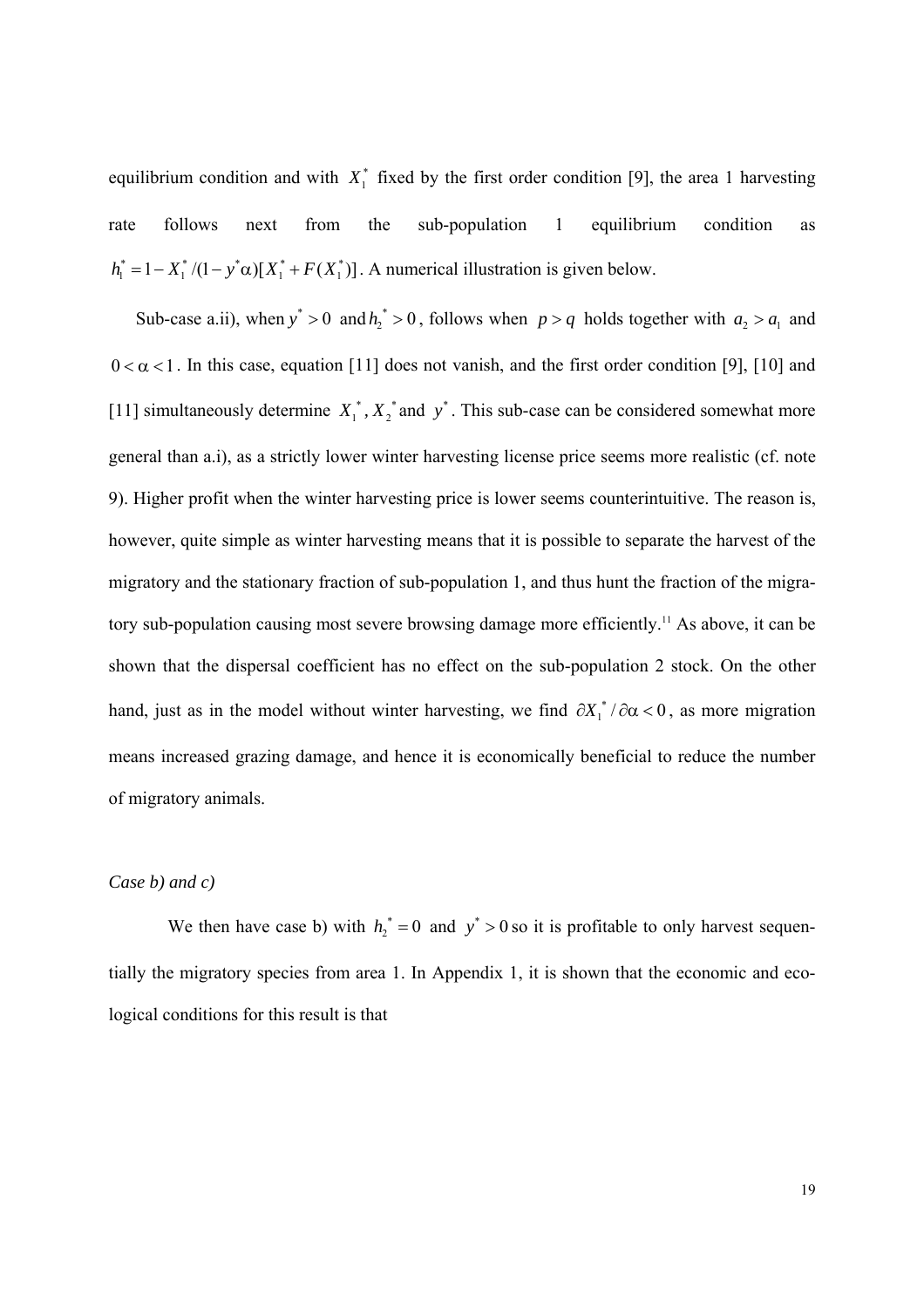equilibrium condition and with $X_1^*$ fixed by the first order condition [9], the area 1 harvesting rate follows next from the sub-population 1 equilibrium condition as $h_1^* = 1 - X_1^* / (1 - y^* \alpha)[X_1^* + F(X_1^*)]$. A numerical illustration is given below.

Sub-case a.ii), when $y^* > 0$ and $h_2^* > 0$, follows when $p > q$ holds together with $a_2 > a_1$ and $0 < \alpha < 1$. In this case, equation [11] does not vanish, and the first order condition [9], [10] and [11] simultaneously determine $X_1^*$, $X_2^*$ and $y^*$. This sub-case can be considered somewhat more general than a.i), as a strictly lower winter harvesting license price seems more realistic (cf. note 9). Higher profit when the winter harvesting price is lower seems counterintuitive. The reason is, however, quite simple as winter harvesting means that it is possible to separate the harvest of the migratory and the stationary fraction of sub-population 1, and thus hunt the fraction of the migratory sub-population causing most severe browsing damage more efficiently.[11] As above, it can be shown that the dispersal coefficient has no effect on the sub-population 2 stock. On the other hand, just as in the model without winter harvesting, we find $\partial X_1^* / \partial \alpha < 0$, as more migration means increased grazing damage, and hence it is economically beneficial to reduce the number of migratory animals.

*Case b) and c)*

We then have case b) with $h_2^* = 0$ and $y^* > 0$ so it is profitable to only harvest sequentially the migratory species from area 1. In Appendix 1, it is shown that the economic and ecological conditions for this result is that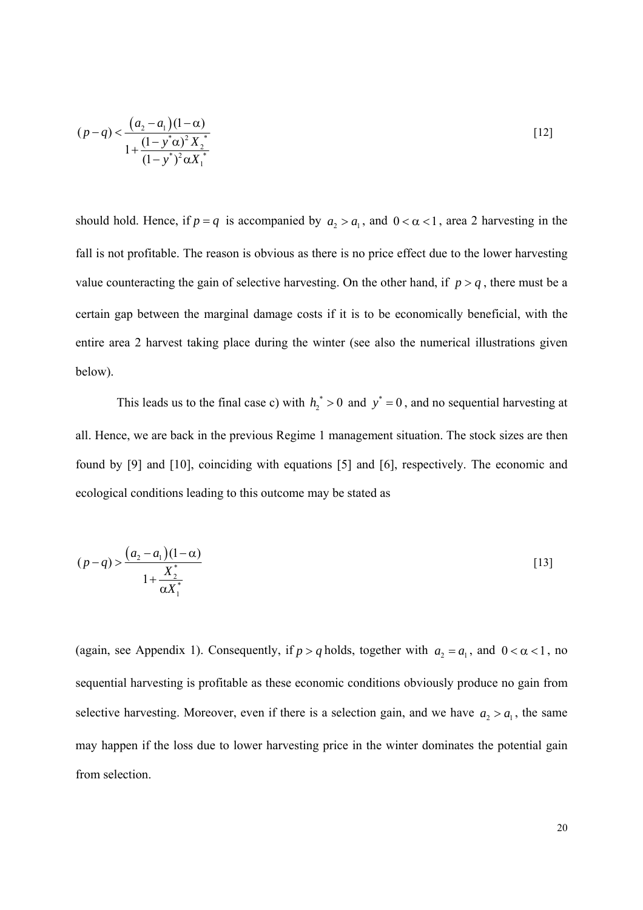$$(p-q) < \frac{\left(a_2 - a_1\right)(1-\alpha)}{1+\dfrac{(1-y^*\alpha)^2 X_2^*}{(1-y^*)^2 \alpha X_1^*}} \qquad [12]$$

should hold. Hence, if $p = q$ is accompanied by $a_2 > a_1$, and $0 < \alpha < 1$, area 2 harvesting in the fall is not profitable. The reason is obvious as there is no price effect due to the lower harvesting value counteracting the gain of selective harvesting. On the other hand, if $p > q$, there must be a certain gap between the marginal damage costs if it is to be economically beneficial, with the entire area 2 harvest taking place during the winter (see also the numerical illustrations given below).

This leads us to the final case c) with $h_2^* > 0$ and $y^* = 0$, and no sequential harvesting at all. Hence, we are back in the previous Regime 1 management situation. The stock sizes are then found by [9] and [10], coinciding with equations [5] and [6], respectively. The economic and ecological conditions leading to this outcome may be stated as

$$(p-q) > \frac{\left(a_2 - a_1\right)(1-\alpha)}{1+\dfrac{X_2^*}{\alpha X_1^*}} \qquad [13]$$

(again, see Appendix 1). Consequently, if $p > q$ holds, together with $a_2 = a_1$, and $0 < \alpha < 1$, no sequential harvesting is profitable as these economic conditions obviously produce no gain from selective harvesting. Moreover, even if there is a selection gain, and we have $a_2 > a_1$, the same may happen if the loss due to lower harvesting price in the winter dominates the potential gain from selection.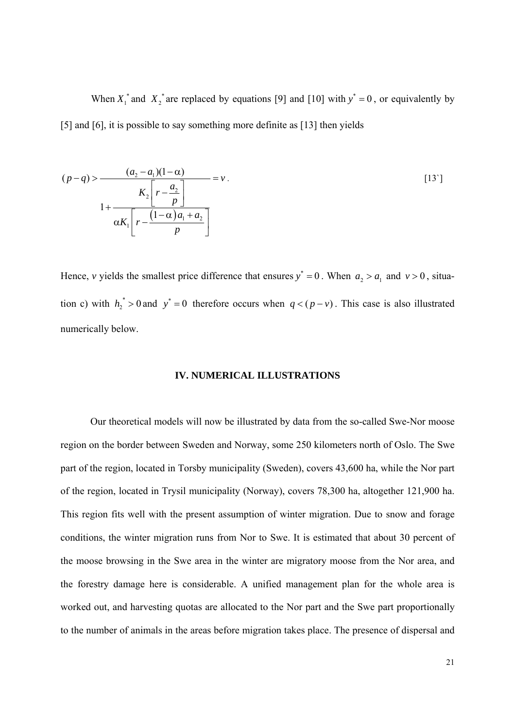When $X_1^*$ and $X_2^*$ are replaced by equations [9] and [10] with $y^* = 0$, or equivalently by [5] and [6], it is possible to say something more definite as [13] then yields

$$(p-q) > \frac{(a_2 - a_1)(1-\alpha)}{1 + \dfrac{K_2\left[r - \dfrac{a_2}{p}\right]}{\alpha K_1\left[r - \dfrac{(1-\alpha)a_1 + a_2}{p}\right]}} = v\,. \qquad [13`]$$

Hence, *v* yields the smallest price difference that ensures $y^* = 0$. When $a_2 > a_1$ and $v > 0$, situation c) with $h_2^* > 0$ and $y^* = 0$ therefore occurs when $q < (p - v)$. This case is also illustrated numerically below.

## IV. NUMERICAL ILLUSTRATIONS

Our theoretical models will now be illustrated by data from the so-called Swe-Nor moose region on the border between Sweden and Norway, some 250 kilometers north of Oslo. The Swe part of the region, located in Torsby municipality (Sweden), covers 43,600 ha, while the Nor part of the region, located in Trysil municipality (Norway), covers 78,300 ha, altogether 121,900 ha. This region fits well with the present assumption of winter migration. Due to snow and forage conditions, the winter migration runs from Nor to Swe. It is estimated that about 30 percent of the moose browsing in the Swe area in the winter are migratory moose from the Nor area, and the forestry damage here is considerable. A unified management plan for the whole area is worked out, and harvesting quotas are allocated to the Nor part and the Swe part proportionally to the number of animals in the areas before migration takes place. The presence of dispersal and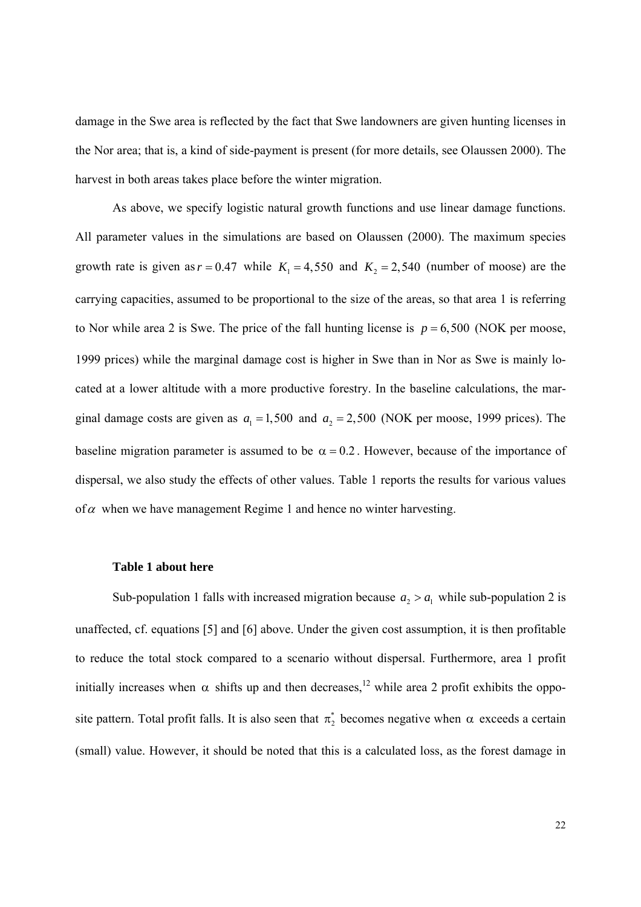damage in the Swe area is reflected by the fact that Swe landowners are given hunting licenses in the Nor area; that is, a kind of side-payment is present (for more details, see Olaussen 2000). The harvest in both areas takes place before the winter migration.

As above, we specify logistic natural growth functions and use linear damage functions. All parameter values in the simulations are based on Olaussen (2000). The maximum species growth rate is given as $r = 0.47$ while $K_1 = 4,550$ and $K_2 = 2,540$ (number of moose) are the carrying capacities, assumed to be proportional to the size of the areas, so that area 1 is referring to Nor while area 2 is Swe. The price of the fall hunting license is $p = 6,500$ (NOK per moose, 1999 prices) while the marginal damage cost is higher in Swe than in Nor as Swe is mainly located at a lower altitude with a more productive forestry. In the baseline calculations, the marginal damage costs are given as $a_1 = 1,500$ and $a_2 = 2,500$ (NOK per moose, 1999 prices). The baseline migration parameter is assumed to be $\alpha = 0.2$. However, because of the importance of dispersal, we also study the effects of other values. Table 1 reports the results for various values of $\alpha$ when we have management Regime 1 and hence no winter harvesting.

**Table 1 about here**

Sub-population 1 falls with increased migration because $a_2 > a_1$ while sub-population 2 is unaffected, cf. equations [5] and [6] above. Under the given cost assumption, it is then profitable to reduce the total stock compared to a scenario without dispersal. Furthermore, area 1 profit initially increases when $\alpha$ shifts up and then decreases,[12] while area 2 profit exhibits the opposite pattern. Total profit falls. It is also seen that $\pi_2^*$ becomes negative when $\alpha$ exceeds a certain (small) value. However, it should be noted that this is a calculated loss, as the forest damage in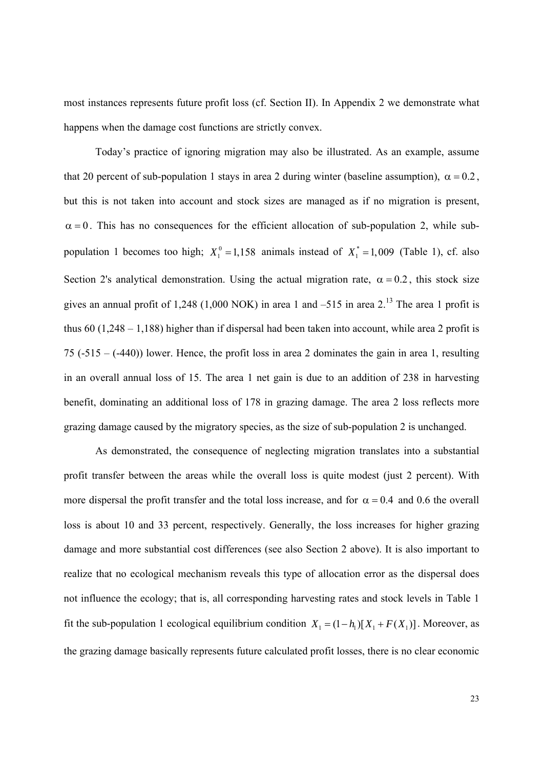most instances represents future profit loss (cf. Section II). In Appendix 2 we demonstrate what happens when the damage cost functions are strictly convex.

Today's practice of ignoring migration may also be illustrated. As an example, assume that 20 percent of sub-population 1 stays in area 2 during winter (baseline assumption), $\alpha = 0.2$, but this is not taken into account and stock sizes are managed as if no migration is present, $\alpha = 0$. This has no consequences for the efficient allocation of sub-population 2, while sub-population 1 becomes too high; $X_1^0 = 1{,}158$ animals instead of $X_1^* = 1{,}009$ (Table 1), cf. also Section 2's analytical demonstration. Using the actual migration rate, $\alpha = 0.2$, this stock size gives an annual profit of 1,248 (1,000 NOK) in area 1 and –515 in area 2.[13] The area 1 profit is thus 60 (1,248 – 1,188) higher than if dispersal had been taken into account, while area 2 profit is 75 (-515 – (-440)) lower. Hence, the profit loss in area 2 dominates the gain in area 1, resulting in an overall annual loss of 15. The area 1 net gain is due to an addition of 238 in harvesting benefit, dominating an additional loss of 178 in grazing damage. The area 2 loss reflects more grazing damage caused by the migratory species, as the size of sub-population 2 is unchanged.

As demonstrated, the consequence of neglecting migration translates into a substantial profit transfer between the areas while the overall loss is quite modest (just 2 percent). With more dispersal the profit transfer and the total loss increase, and for $\alpha = 0.4$ and 0.6 the overall loss is about 10 and 33 percent, respectively. Generally, the loss increases for higher grazing damage and more substantial cost differences (see also Section 2 above). It is also important to realize that no ecological mechanism reveals this type of allocation error as the dispersal does not influence the ecology; that is, all corresponding harvesting rates and stock levels in Table 1 fit the sub-population 1 ecological equilibrium condition $X_1 = (1 - h_1)[X_1 + F(X_1)]$. Moreover, as the grazing damage basically represents future calculated profit losses, there is no clear economic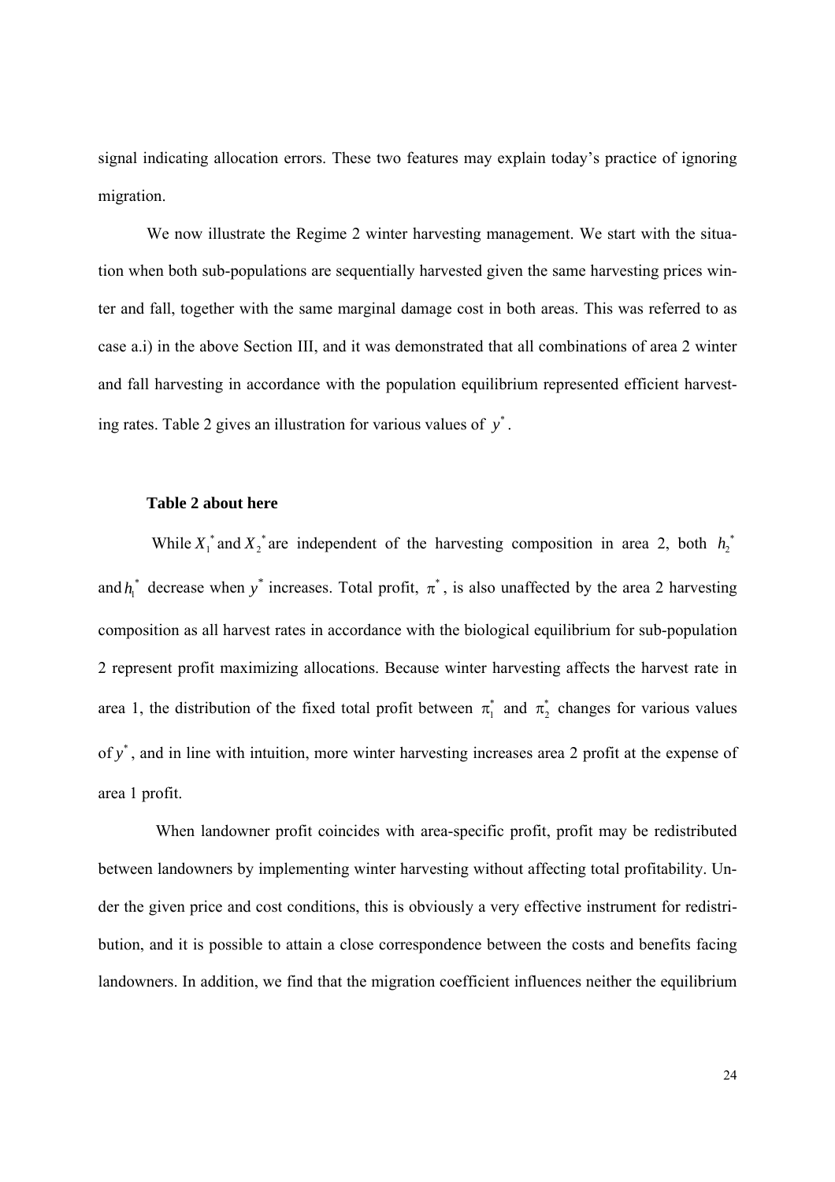signal indicating allocation errors. These two features may explain today's practice of ignoring migration.

We now illustrate the Regime 2 winter harvesting management. We start with the situation when both sub-populations are sequentially harvested given the same harvesting prices winter and fall, together with the same marginal damage cost in both areas. This was referred to as case a.i) in the above Section III, and it was demonstrated that all combinations of area 2 winter and fall harvesting in accordance with the population equilibrium represented efficient harvesting rates. Table 2 gives an illustration for various values of $y^*$.

**Table 2 about here**

While $X_1^*$ and $X_2^*$ are independent of the harvesting composition in area 2, both $h_2^*$ and $h_1^*$ decrease when $y^*$ increases. Total profit, $\pi^*$, is also unaffected by the area 2 harvesting composition as all harvest rates in accordance with the biological equilibrium for sub-population 2 represent profit maximizing allocations. Because winter harvesting affects the harvest rate in area 1, the distribution of the fixed total profit between $\pi_1^*$ and $\pi_2^*$ changes for various values of $y^*$, and in line with intuition, more winter harvesting increases area 2 profit at the expense of area 1 profit.

When landowner profit coincides with area-specific profit, profit may be redistributed between landowners by implementing winter harvesting without affecting total profitability. Under the given price and cost conditions, this is obviously a very effective instrument for redistribution, and it is possible to attain a close correspondence between the costs and benefits facing landowners. In addition, we find that the migration coefficient influences neither the equilibrium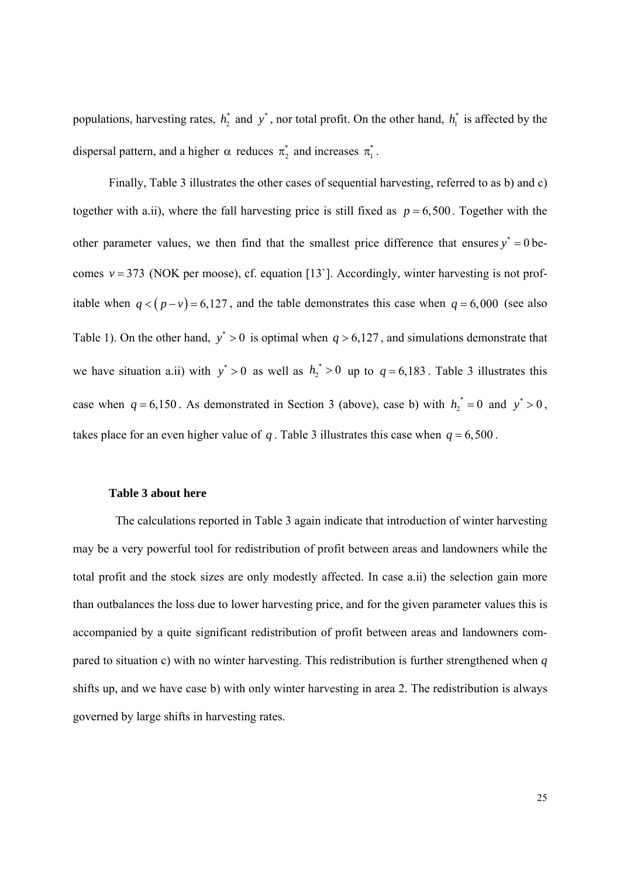populations, harvesting rates, $h_2^*$ and $y^*$, nor total profit. On the other hand, $h_1^*$ is affected by the dispersal pattern, and a higher $\alpha$ reduces $\pi_2^*$ and increases $\pi_1^*$.

Finally, Table 3 illustrates the other cases of sequential harvesting, referred to as b) and c) together with a.ii), where the fall harvesting price is still fixed as $p = 6,500$. Together with the other parameter values, we then find that the smallest price difference that ensures $y^* = 0$ becomes $v = 373$ (NOK per moose), cf. equation [13`]. Accordingly, winter harvesting is not profitable when $q < (p - v) = 6,127$, and the table demonstrates this case when $q = 6,000$ (see also Table 1). On the other hand, $y^* > 0$ is optimal when $q > 6,127$, and simulations demonstrate that we have situation a.ii) with $y^* > 0$ as well as $h_2^* > 0$ up to $q = 6,183$. Table 3 illustrates this case when $q = 6,150$. As demonstrated in Section 3 (above), case b) with $h_2^* = 0$ and $y^* > 0$, takes place for an even higher value of $q$. Table 3 illustrates this case when $q = 6,500$.

**Table 3 about here**

The calculations reported in Table 3 again indicate that introduction of winter harvesting may be a very powerful tool for redistribution of profit between areas and landowners while the total profit and the stock sizes are only modestly affected. In case a.ii) the selection gain more than outbalances the loss due to lower harvesting price, and for the given parameter values this is accompanied by a quite significant redistribution of profit between areas and landowners compared to situation c) with no winter harvesting. This redistribution is further strengthened when *q* shifts up, and we have case b) with only winter harvesting in area 2. The redistribution is always governed by large shifts in harvesting rates.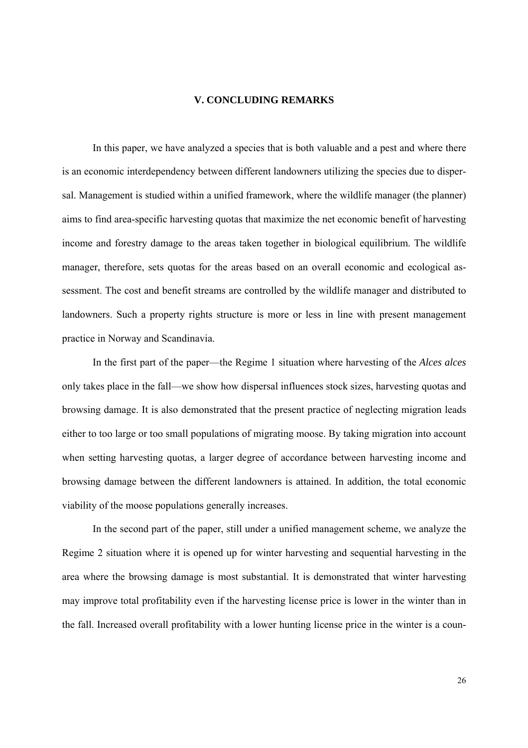## V. CONCLUDING REMARKS

In this paper, we have analyzed a species that is both valuable and a pest and where there is an economic interdependency between different landowners utilizing the species due to dispersal. Management is studied within a unified framework, where the wildlife manager (the planner) aims to find area-specific harvesting quotas that maximize the net economic benefit of harvesting income and forestry damage to the areas taken together in biological equilibrium. The wildlife manager, therefore, sets quotas for the areas based on an overall economic and ecological assessment. The cost and benefit streams are controlled by the wildlife manager and distributed to landowners. Such a property rights structure is more or less in line with present management practice in Norway and Scandinavia.

In the first part of the paper—the Regime 1 situation where harvesting of the *Alces alces* only takes place in the fall—we show how dispersal influences stock sizes, harvesting quotas and browsing damage. It is also demonstrated that the present practice of neglecting migration leads either to too large or too small populations of migrating moose. By taking migration into account when setting harvesting quotas, a larger degree of accordance between harvesting income and browsing damage between the different landowners is attained. In addition, the total economic viability of the moose populations generally increases.

In the second part of the paper, still under a unified management scheme, we analyze the Regime 2 situation where it is opened up for winter harvesting and sequential harvesting in the area where the browsing damage is most substantial. It is demonstrated that winter harvesting may improve total profitability even if the harvesting license price is lower in the winter than in the fall. Increased overall profitability with a lower hunting license price in the winter is a coun-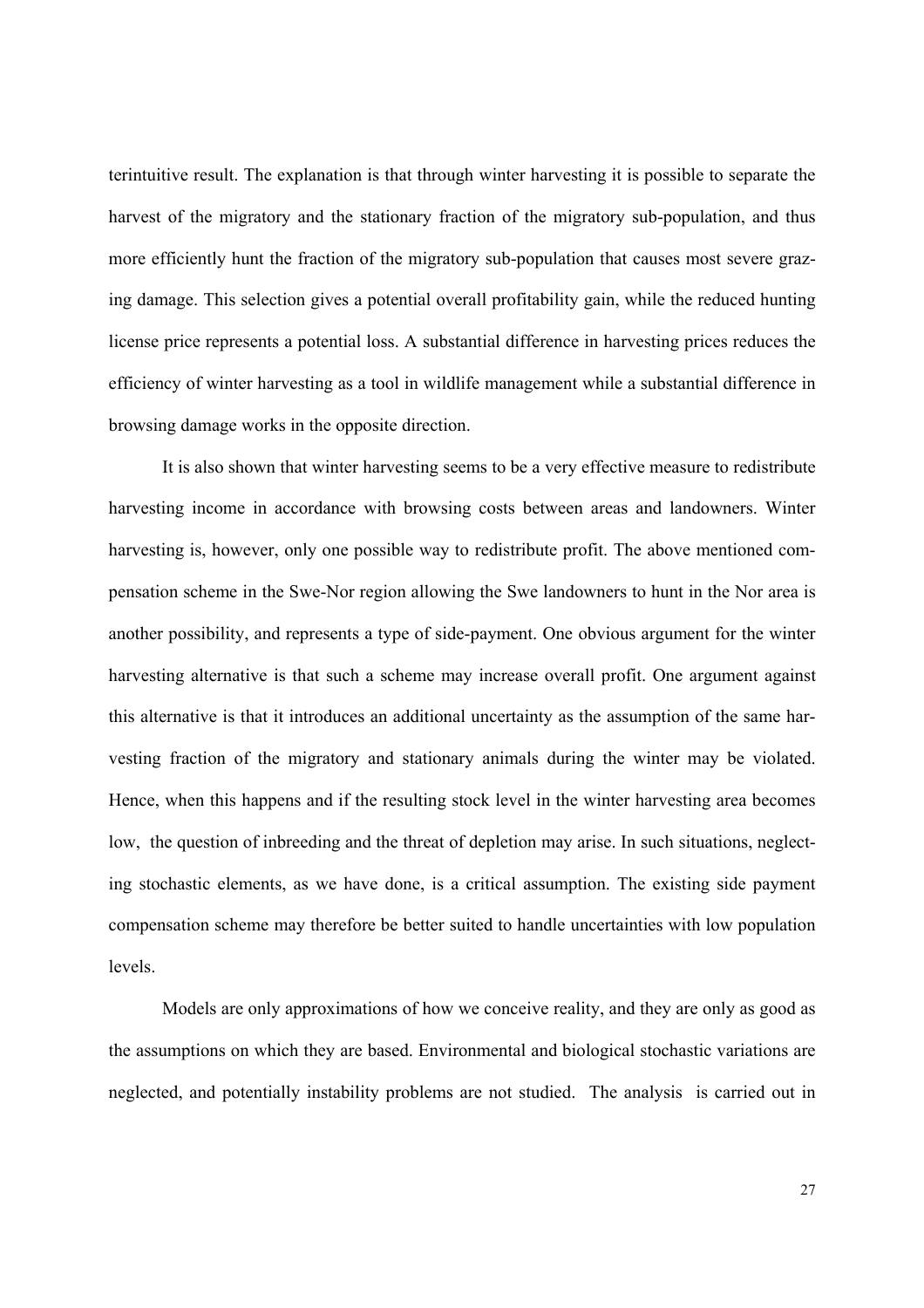terintuitive result. The explanation is that through winter harvesting it is possible to separate the harvest of the migratory and the stationary fraction of the migratory sub-population, and thus more efficiently hunt the fraction of the migratory sub-population that causes most severe grazing damage. This selection gives a potential overall profitability gain, while the reduced hunting license price represents a potential loss. A substantial difference in harvesting prices reduces the efficiency of winter harvesting as a tool in wildlife management while a substantial difference in browsing damage works in the opposite direction.

It is also shown that winter harvesting seems to be a very effective measure to redistribute harvesting income in accordance with browsing costs between areas and landowners. Winter harvesting is, however, only one possible way to redistribute profit. The above mentioned compensation scheme in the Swe-Nor region allowing the Swe landowners to hunt in the Nor area is another possibility, and represents a type of side-payment. One obvious argument for the winter harvesting alternative is that such a scheme may increase overall profit. One argument against this alternative is that it introduces an additional uncertainty as the assumption of the same harvesting fraction of the migratory and stationary animals during the winter may be violated. Hence, when this happens and if the resulting stock level in the winter harvesting area becomes low, the question of inbreeding and the threat of depletion may arise. In such situations, neglecting stochastic elements, as we have done, is a critical assumption. The existing side payment compensation scheme may therefore be better suited to handle uncertainties with low population levels.

Models are only approximations of how we conceive reality, and they are only as good as the assumptions on which they are based. Environmental and biological stochastic variations are neglected, and potentially instability problems are not studied. The analysis is carried out in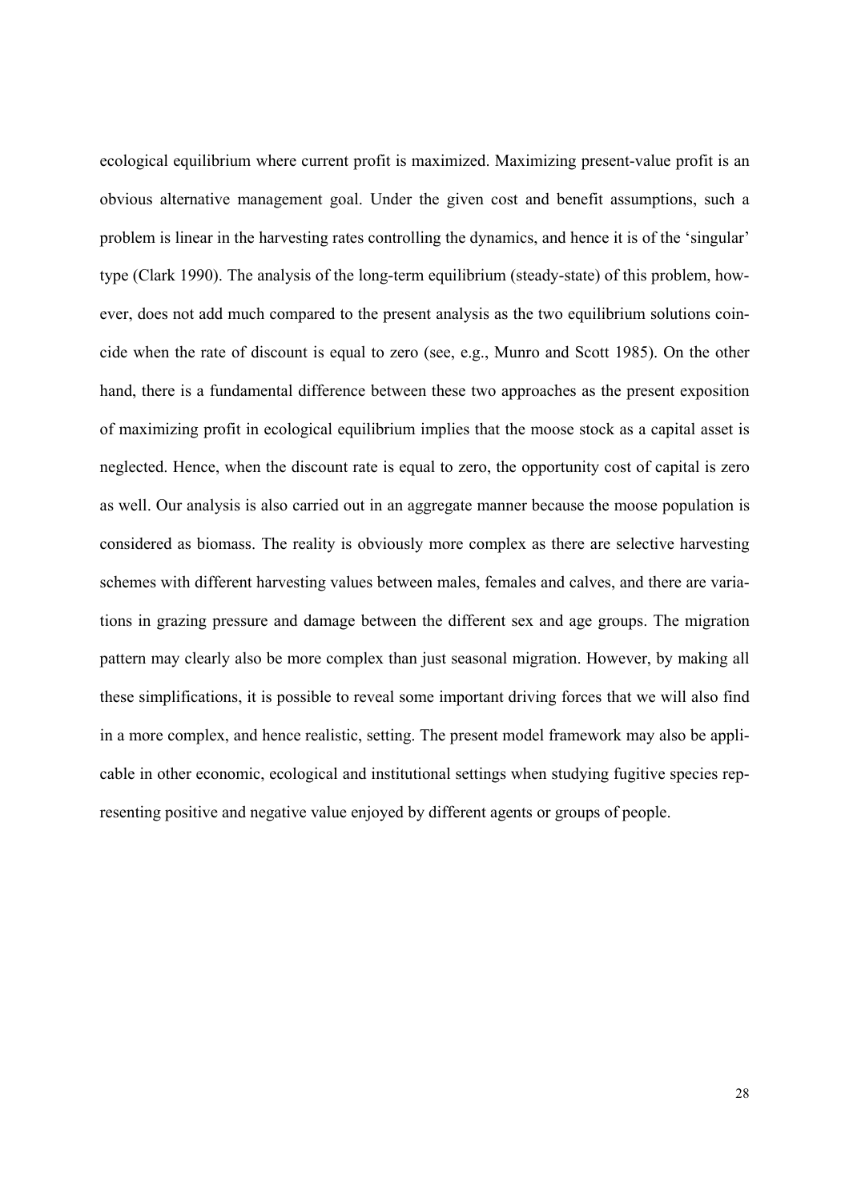ecological equilibrium where current profit is maximized. Maximizing present-value profit is an obvious alternative management goal. Under the given cost and benefit assumptions, such a problem is linear in the harvesting rates controlling the dynamics, and hence it is of the 'singular' type (Clark 1990). The analysis of the long-term equilibrium (steady-state) of this problem, however, does not add much compared to the present analysis as the two equilibrium solutions coincide when the rate of discount is equal to zero (see, e.g., Munro and Scott 1985). On the other hand, there is a fundamental difference between these two approaches as the present exposition of maximizing profit in ecological equilibrium implies that the moose stock as a capital asset is neglected. Hence, when the discount rate is equal to zero, the opportunity cost of capital is zero as well. Our analysis is also carried out in an aggregate manner because the moose population is considered as biomass. The reality is obviously more complex as there are selective harvesting schemes with different harvesting values between males, females and calves, and there are variations in grazing pressure and damage between the different sex and age groups. The migration pattern may clearly also be more complex than just seasonal migration. However, by making all these simplifications, it is possible to reveal some important driving forces that we will also find in a more complex, and hence realistic, setting. The present model framework may also be applicable in other economic, ecological and institutional settings when studying fugitive species representing positive and negative value enjoyed by different agents or groups of people.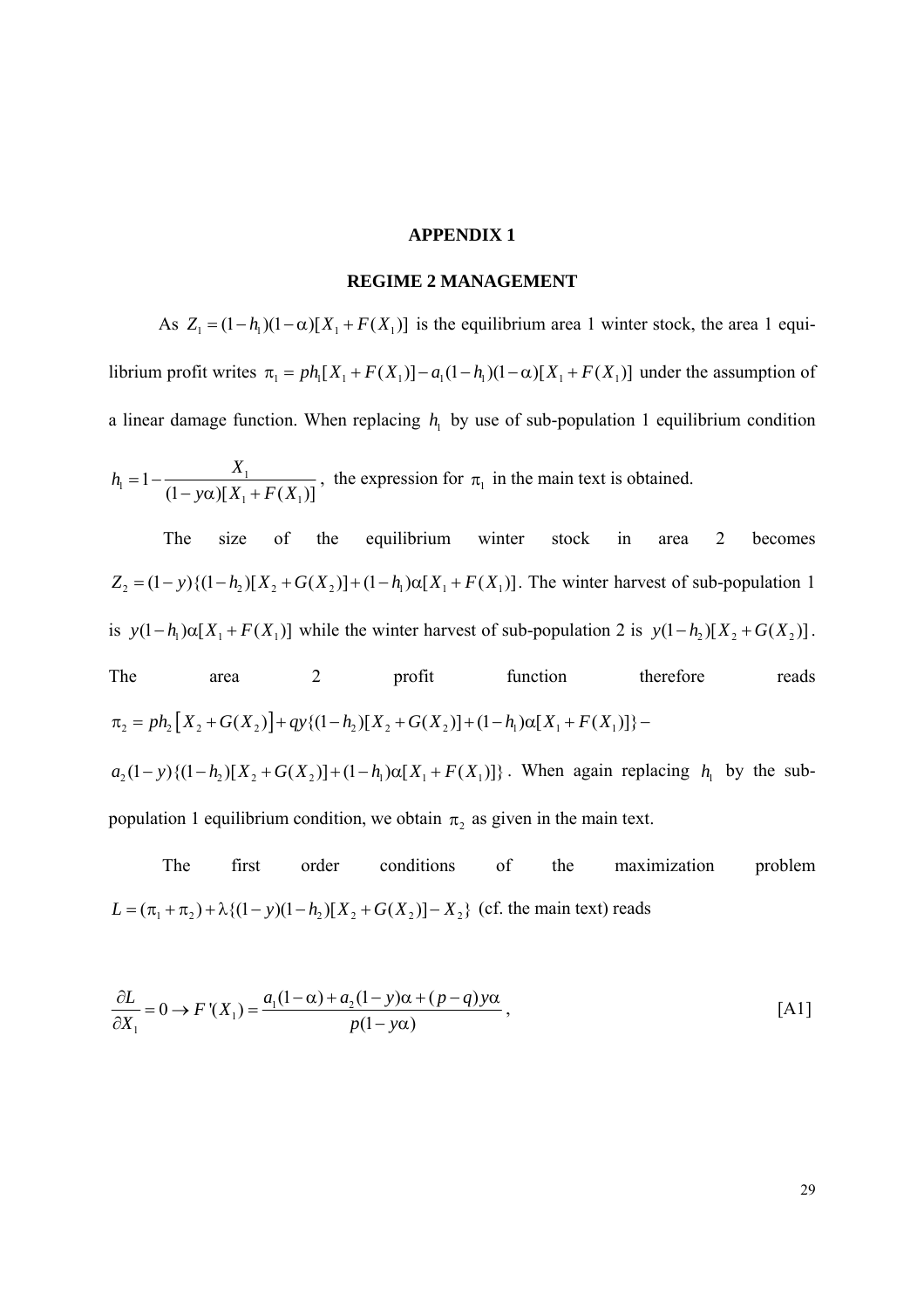# APPENDIX 1

## REGIME 2 MANAGEMENT

As $Z_1 = (1-h_1)(1-\alpha)[X_1 + F(X_1)]$ is the equilibrium area 1 winter stock, the area 1 equilibrium profit writes $\pi_1 = ph_1[X_1 + F(X_1)] - a_1(1-h_1)(1-\alpha)[X_1 + F(X_1)]$ under the assumption of a linear damage function. When replacing $h_1$ by use of sub-population 1 equilibrium condition $h_1 = 1 - \dfrac{X_1}{(1-y\alpha)[X_1 + F(X_1)]}$, the expression for $\pi_1$ in the main text is obtained.

The size of the equilibrium winter stock in area 2 becomes $Z_2 = (1-y)\{(1-h_2)[X_2 + G(X_2)] + (1-h_1)\alpha[X_1 + F(X_1)]$. The winter harvest of sub-population 1 is $y(1-h_1)\alpha[X_1 + F(X_1)]$ while the winter harvest of sub-population 2 is $y(1-h_2)[X_2 + G(X_2)]$. The area 2 profit function therefore reads $\pi_2 = ph_2\left[X_2 + G(X_2)\right] + qy\{(1-h_2)[X_2 + G(X_2)] + (1-h_1)\alpha[X_1 + F(X_1)]\} -$ $a_2(1-y)\{(1-h_2)[X_2 + G(X_2)] + (1-h_1)\alpha[X_1 + F(X_1)]\}$. When again replacing $h_1$ by the sub-population 1 equilibrium condition, we obtain $\pi_2$ as given in the main text.

The first order conditions of the maximization problem $L = (\pi_1 + \pi_2) + \lambda\{(1-y)(1-h_2)[X_2 + G(X_2)] - X_2\}$ (cf. the main text) reads

$$\frac{\partial L}{\partial X_1} = 0 \rightarrow F'(X_1) = \frac{a_1(1-\alpha) + a_2(1-y)\alpha + (p-q)y\alpha}{p(1-y\alpha)}, \qquad \text{[A1]}$$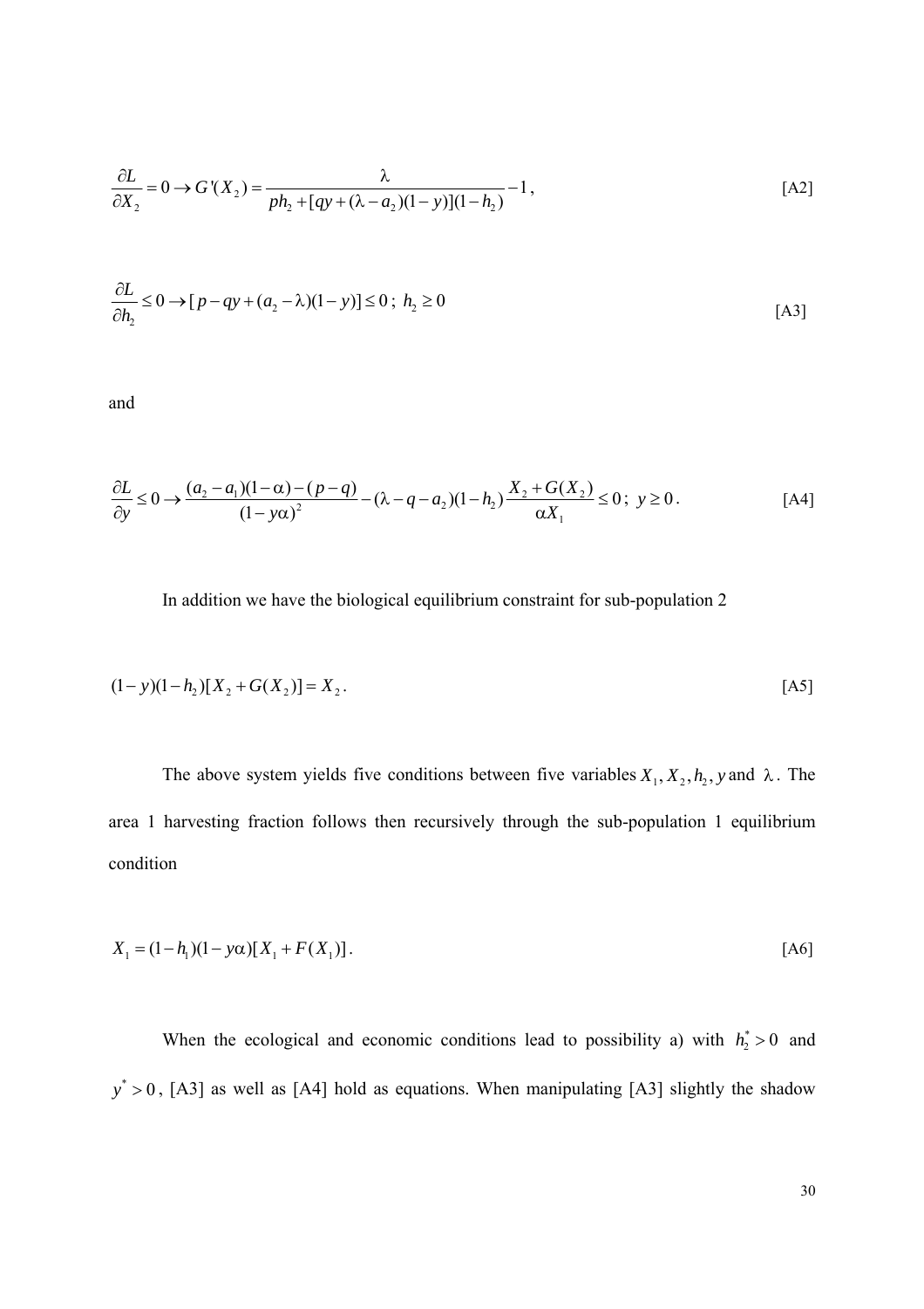$$\frac{\partial L}{\partial X_2} = 0 \rightarrow G'(X_2) = \frac{\lambda}{ph_2 + [qy + (\lambda - a_2)(1-y)](1-h_2)} - 1\,, \qquad \text{[A2]}$$

$$\frac{\partial L}{\partial h_2} \leq 0 \rightarrow [\,p - qy + (a_2 - \lambda)(1-y)] \leq 0\,;\; h_2 \geq 0 \qquad \text{[A3]}$$

and

$$\frac{\partial L}{\partial y} \leq 0 \rightarrow \frac{(a_2 - a_1)(1-\alpha) - (p-q)}{(1-y\alpha)^2} - (\lambda - q - a_2)(1-h_2)\frac{X_2 + G(X_2)}{\alpha X_1} \leq 0\,;\; y \geq 0\,. \qquad \text{[A4]}$$

In addition we have the biological equilibrium constraint for sub-population 2

$$(1-y)(1-h_2)[X_2 + G(X_2)] = X_2\,. \qquad \text{[A5]}$$

The above system yields five conditions between five variables $X_1, X_2, h_2, y$ and $\lambda$. The area 1 harvesting fraction follows then recursively through the sub-population 1 equilibrium condition

$$X_1 = (1-h_1)(1-y\alpha)[X_1 + F(X_1)]\,. \qquad \text{[A6]}$$

When the ecological and economic conditions lead to possibility a) with $h_2^* > 0$ and $y^* > 0$, [A3] as well as [A4] hold as equations. When manipulating [A3] slightly the shadow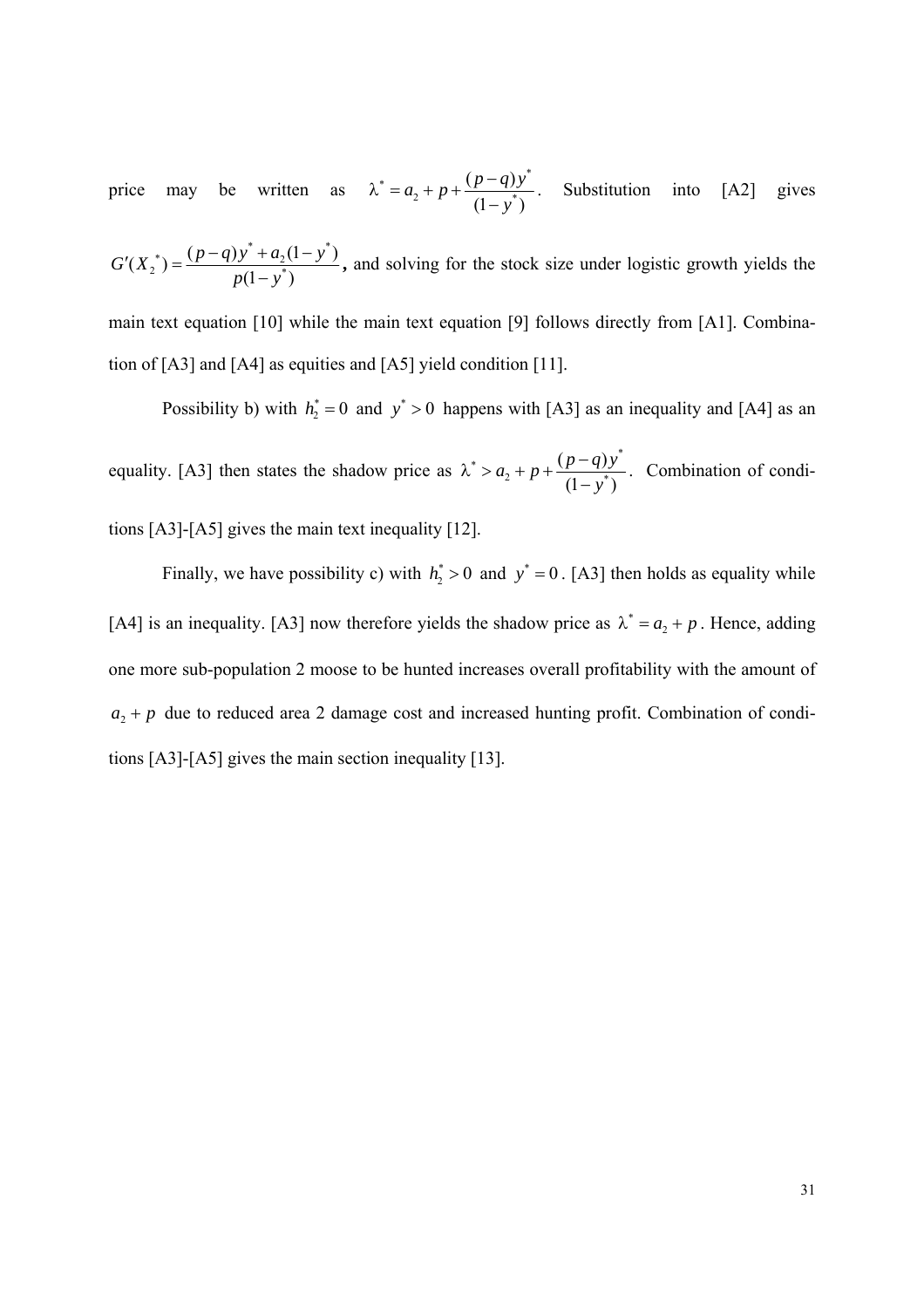price may be written as $\lambda^* = a_2 + p + \frac{(p-q)y^*}{(1-y^*)}$. Substitution into [A2] gives $G'(X_2^*) = \frac{(p-q)y^* + a_2(1-y^*)}{p(1-y^*)}$, and solving for the stock size under logistic growth yields the main text equation [10] while the main text equation [9] follows directly from [A1]. Combination of [A3] and [A4] as equities and [A5] yield condition [11].

Possibility b) with $h_2^* = 0$ and $y^* > 0$ happens with [A3] as an inequality and [A4] as an equality. [A3] then states the shadow price as $\lambda^* > a_2 + p + \frac{(p-q)y^*}{(1-y^*)}$. Combination of conditions [A3]-[A5] gives the main text inequality [12].

Finally, we have possibility c) with $h_2^* > 0$ and $y^* = 0$. [A3] then holds as equality while [A4] is an inequality. [A3] now therefore yields the shadow price as $\lambda^* = a_2 + p$. Hence, adding one more sub-population 2 moose to be hunted increases overall profitability with the amount of $a_2 + p$ due to reduced area 2 damage cost and increased hunting profit. Combination of conditions [A3]-[A5] gives the main section inequality [13].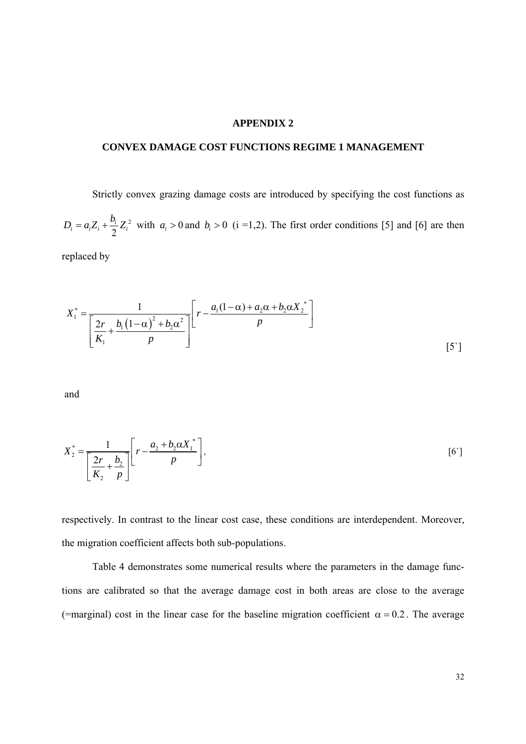# APPENDIX 2

## CONVEX DAMAGE COST FUNCTIONS REGIME 1 MANAGEMENT

Strictly convex grazing damage costs are introduced by specifying the cost functions as $D_i = a_i Z_i + \frac{b_i}{2} Z_i^2$ with $a_i > 0$ and $b_i > 0$ (i =1,2). The first order conditions [5] and [6] are then replaced by

$$X_1^* = \frac{1}{\left[\frac{2r}{K_1} + \frac{b_1(1-\alpha)^2 + b_2\alpha^2}{p}\right]}\left[r - \frac{a_1(1-\alpha) + a_2\alpha + b_2\alpha X_2^*}{p}\right] \quad [5`]$$

and

$$X_2^* = \frac{1}{\left[\frac{2r}{K_2} + \frac{b_2}{p}\right]}\left[r - \frac{a_2 + b_2\alpha X_1^*}{p}\right], \quad [6`]$$

respectively. In contrast to the linear cost case, these conditions are interdependent. Moreover, the migration coefficient affects both sub-populations.

Table 4 demonstrates some numerical results where the parameters in the damage functions are calibrated so that the average damage cost in both areas are close to the average (=marginal) cost in the linear case for the baseline migration coefficient $\alpha = 0.2$. The average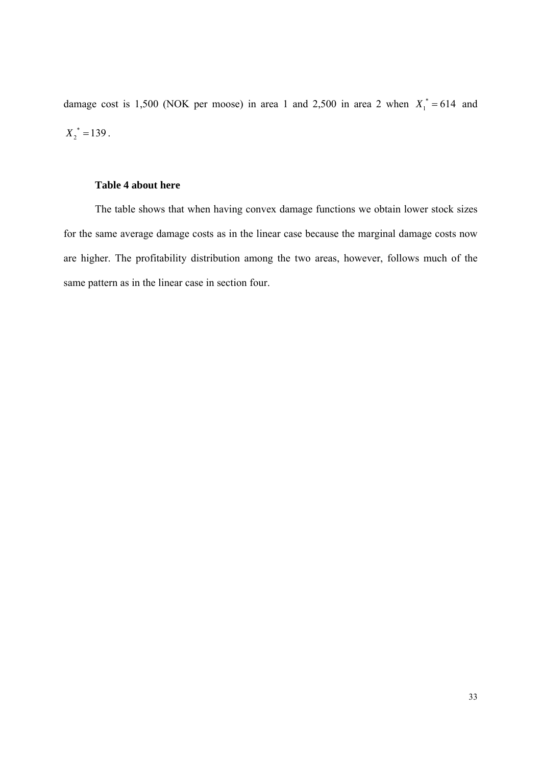damage cost is 1,500 (NOK per moose) in area 1 and 2,500 in area 2 when $X_1^* = 614$ and $X_2^* = 139$.

**Table 4 about here**

The table shows that when having convex damage functions we obtain lower stock sizes for the same average damage costs as in the linear case because the marginal damage costs now are higher. The profitability distribution among the two areas, however, follows much of the same pattern as in the linear case in section four.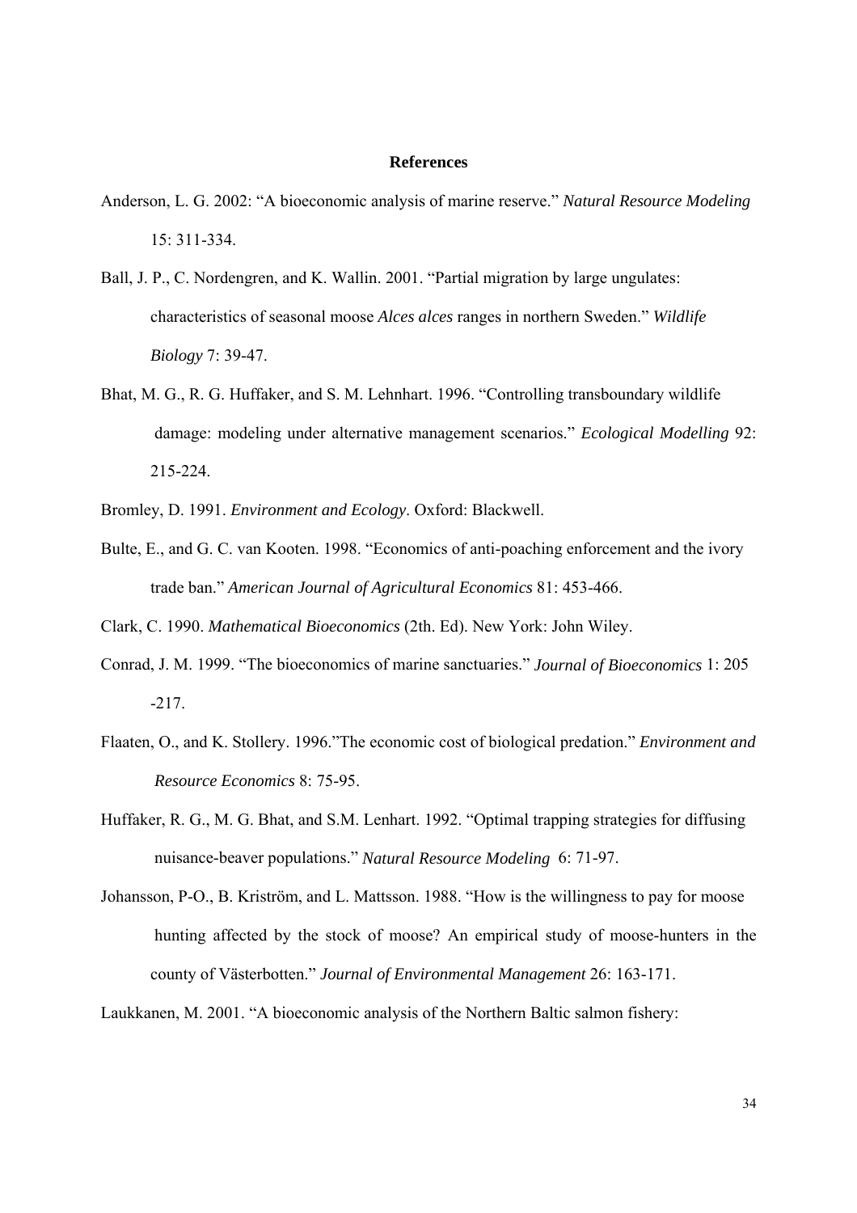## References

Anderson, L. G. 2002: "A bioeconomic analysis of marine reserve." *Natural Resource Modeling* 15: 311-334.

Ball, J. P., C. Nordengren, and K. Wallin. 2001. "Partial migration by large ungulates: characteristics of seasonal moose *Alces alces* ranges in northern Sweden." *Wildlife Biology* 7: 39-47.

Bhat, M. G., R. G. Huffaker, and S. M. Lehnhart. 1996. "Controlling transboundary wildlife damage: modeling under alternative management scenarios." *Ecological Modelling* 92: 215-224.

Bromley, D. 1991. *Environment and Ecology*. Oxford: Blackwell.

Bulte, E., and G. C. van Kooten. 1998. "Economics of anti-poaching enforcement and the ivory trade ban." *American Journal of Agricultural Economics* 81: 453-466.

Clark, C. 1990. *Mathematical Bioeconomics* (2th. Ed). New York: John Wiley.

Conrad, J. M. 1999. "The bioeconomics of marine sanctuaries." *Journal of Bioeconomics* 1: 205 -217.

Flaaten, O., and K. Stollery. 1996."The economic cost of biological predation." *Environment and Resource Economics* 8: 75-95.

Huffaker, R. G., M. G. Bhat, and S.M. Lenhart. 1992. "Optimal trapping strategies for diffusing nuisance-beaver populations." *Natural Resource Modeling* 6: 71-97.

Johansson, P-O., B. Kriström, and L. Mattsson. 1988. "How is the willingness to pay for moose hunting affected by the stock of moose? An empirical study of moose-hunters in the county of Västerbotten." *Journal of Environmental Management* 26: 163-171.

Laukkanen, M. 2001. "A bioeconomic analysis of the Northern Baltic salmon fishery: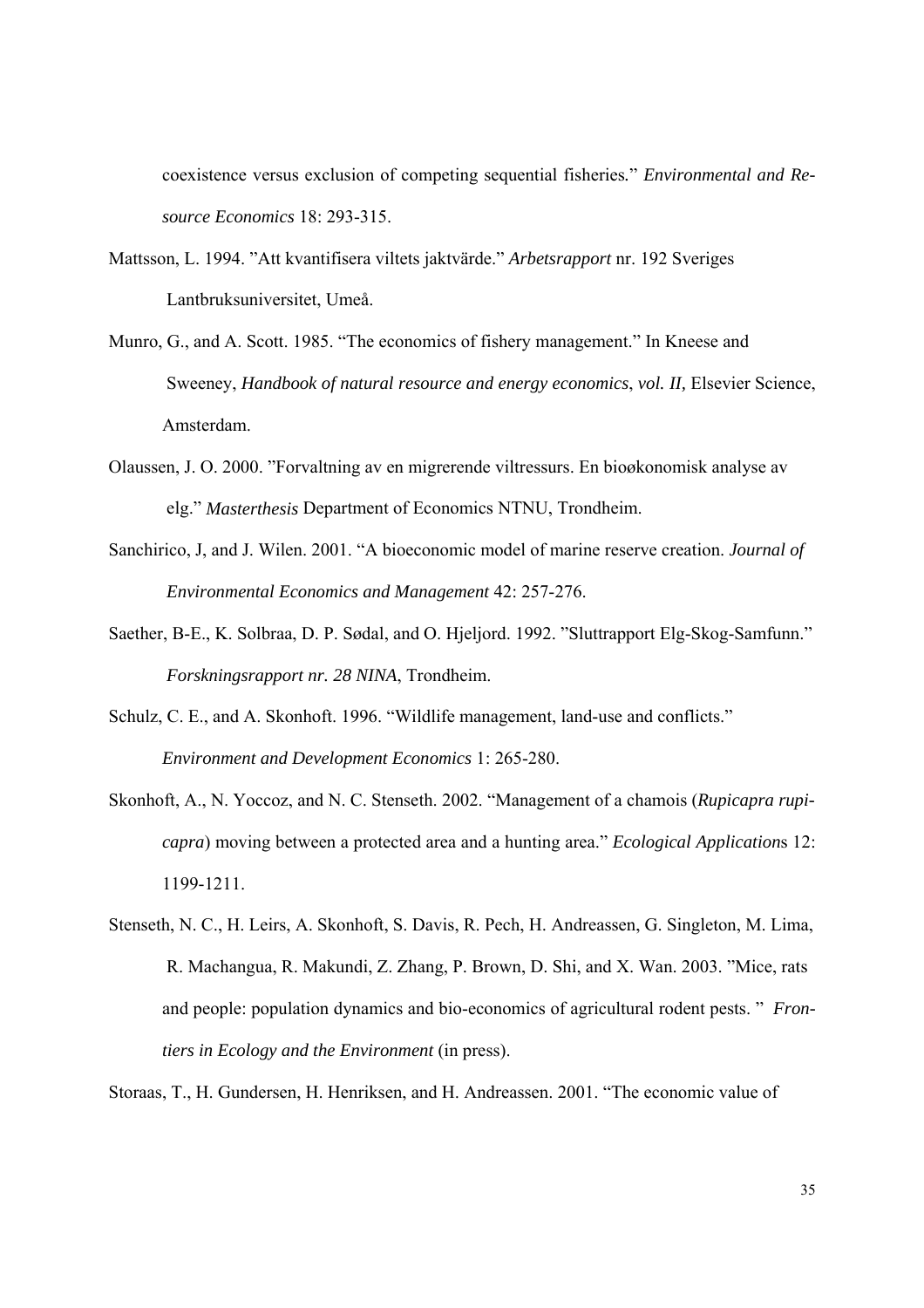coexistence versus exclusion of competing sequential fisheries." *Environmental and Resource Economics* 18: 293-315.

Mattsson, L. 1994. "Att kvantifisera viltets jaktvärde." *Arbetsrapport* nr. 192 Sveriges Lantbruksuniversitet, Umeå.

Munro, G., and A. Scott. 1985. "The economics of fishery management." In Kneese and Sweeney, *Handbook of natural resource and energy economics*, *vol. II,* Elsevier Science, Amsterdam.

Olaussen, J. O. 2000. "Forvaltning av en migrerende viltressurs. En bioøkonomisk analyse av elg." *Masterthesis* Department of Economics NTNU, Trondheim.

Sanchirico, J, and J. Wilen. 2001. "A bioeconomic model of marine reserve creation. *Journal of Environmental Economics and Management* 42: 257-276.

Saether, B-E., K. Solbraa, D. P. Sødal, and O. Hjeljord. 1992. "Sluttrapport Elg-Skog-Samfunn." *Forskningsrapport nr. 28 NINA*, Trondheim.

Schulz, C. E., and A. Skonhoft. 1996. "Wildlife management, land-use and conflicts." *Environment and Development Economics* 1: 265-280.

Skonhoft, A., N. Yoccoz, and N. C. Stenseth. 2002. "Management of a chamois (*Rupicapra rupicapra*) moving between a protected area and a hunting area." *Ecological Applications* 12: 1199-1211.

Stenseth, N. C., H. Leirs, A. Skonhoft, S. Davis, R. Pech, H. Andreassen, G. Singleton, M. Lima, R. Machangua, R. Makundi, Z. Zhang, P. Brown, D. Shi, and X. Wan. 2003. "Mice, rats and people: population dynamics and bio-economics of agricultural rodent pests. " *Frontiers in Ecology and the Environment* (in press).

Storaas, T., H. Gundersen, H. Henriksen, and H. Andreassen. 2001. "The economic value of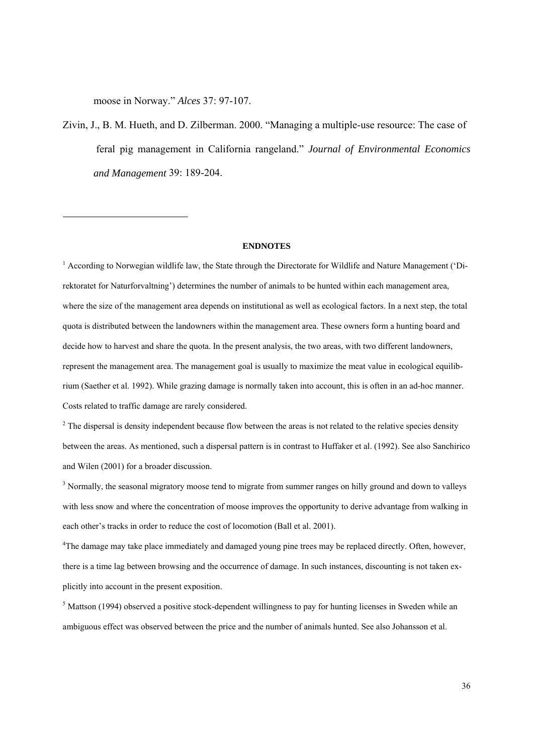moose in Norway." *Alces* 37: 97-107.

Zivin, J., B. M. Hueth, and D. Zilberman. 2000. "Managing a multiple-use resource: The case of feral pig management in California rangeland." *Journal of Environmental Economics and Management* 39: 189-204.

---

**ENDNOTES**

[1] According to Norwegian wildlife law, the State through the Directorate for Wildlife and Nature Management ('Direktoratet for Naturforvaltning') determines the number of animals to be hunted within each management area, where the size of the management area depends on institutional as well as ecological factors. In a next step, the total quota is distributed between the landowners within the management area. These owners form a hunting board and decide how to harvest and share the quota. In the present analysis, the two areas, with two different landowners, represent the management area. The management goal is usually to maximize the meat value in ecological equilibrium (Saether et al. 1992). While grazing damage is normally taken into account, this is often in an ad-hoc manner. Costs related to traffic damage are rarely considered.

[2] The dispersal is density independent because flow between the areas is not related to the relative species density between the areas. As mentioned, such a dispersal pattern is in contrast to Huffaker et al. (1992). See also Sanchirico and Wilen (2001) for a broader discussion.

[3] Normally, the seasonal migratory moose tend to migrate from summer ranges on hilly ground and down to valleys with less snow and where the concentration of moose improves the opportunity to derive advantage from walking in each other's tracks in order to reduce the cost of locomotion (Ball et al. 2001).

[4] The damage may take place immediately and damaged young pine trees may be replaced directly. Often, however, there is a time lag between browsing and the occurrence of damage. In such instances, discounting is not taken explicitly into account in the present exposition.

[5] Mattson (1994) observed a positive stock-dependent willingness to pay for hunting licenses in Sweden while an ambiguous effect was observed between the price and the number of animals hunted. See also Johansson et al.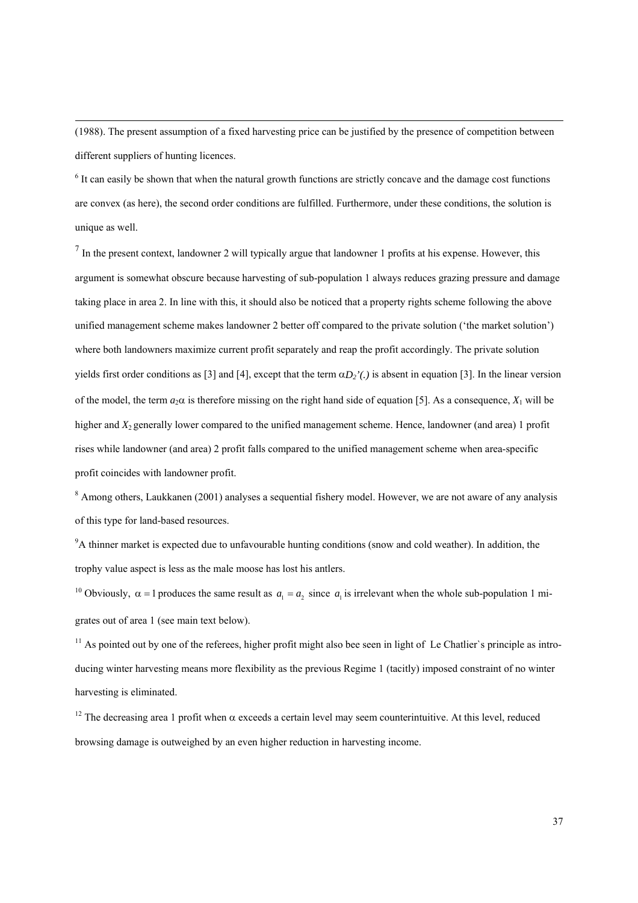(1988). The present assumption of a fixed harvesting price can be justified by the presence of competition between different suppliers of hunting licences.

[6] It can easily be shown that when the natural growth functions are strictly concave and the damage cost functions are convex (as here), the second order conditions are fulfilled. Furthermore, under these conditions, the solution is unique as well.

[7] In the present context, landowner 2 will typically argue that landowner 1 profits at his expense. However, this argument is somewhat obscure because harvesting of sub-population 1 always reduces grazing pressure and damage taking place in area 2. In line with this, it should also be noticed that a property rights scheme following the above unified management scheme makes landowner 2 better off compared to the private solution ('the market solution') where both landowners maximize current profit separately and reap the profit accordingly. The private solution yields first order conditions as [3] and [4], except that the term $\alpha D_2'(.)$ is absent in equation [3]. In the linear version of the model, the term $a_2\alpha$ is therefore missing on the right hand side of equation [5]. As a consequence, $X_1$ will be higher and $X_2$ generally lower compared to the unified management scheme. Hence, landowner (and area) 1 profit rises while landowner (and area) 2 profit falls compared to the unified management scheme when area-specific profit coincides with landowner profit.

[8] Among others, Laukkanen (2001) analyses a sequential fishery model. However, we are not aware of any analysis of this type for land-based resources.

[9] A thinner market is expected due to unfavourable hunting conditions (snow and cold weather). In addition, the trophy value aspect is less as the male moose has lost his antlers.

[10] Obviously, $\alpha = 1$ produces the same result as $a_1 = a_2$ since $a_1$ is irrelevant when the whole sub-population 1 migrates out of area 1 (see main text below).

[11] As pointed out by one of the referees, higher profit might also bee seen in light of Le Chatlier`s principle as introducing winter harvesting means more flexibility as the previous Regime 1 (tacitly) imposed constraint of no winter harvesting is eliminated.

[12] The decreasing area 1 profit when $\alpha$ exceeds a certain level may seem counterintuitive. At this level, reduced browsing damage is outweighed by an even higher reduction in harvesting income.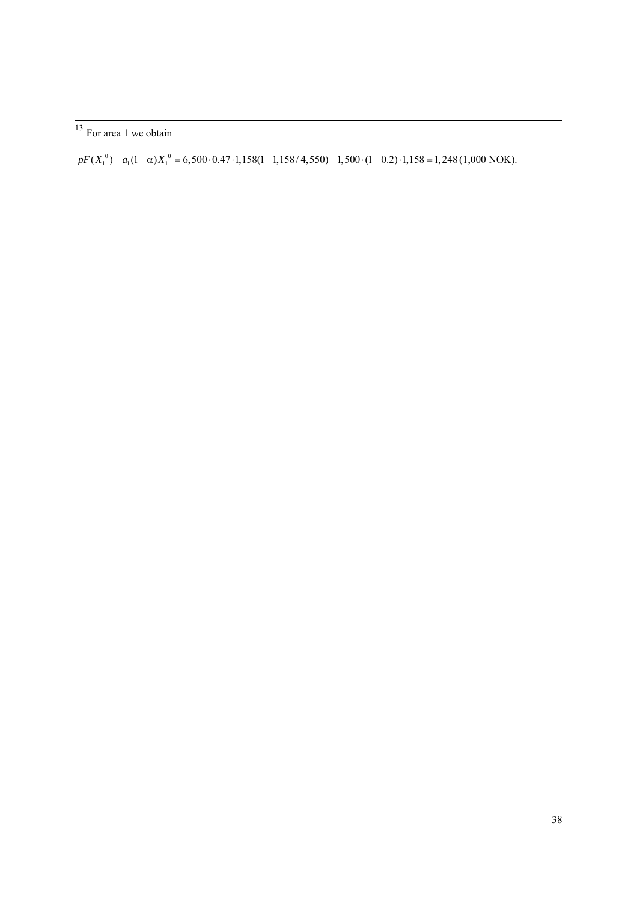[13] For area 1 we obtain

$$pF(X_1^{\,0}) - a_1(1-\alpha)X_1^{\,0} = 6{,}500 \cdot 0.47 \cdot 1{,}158(1 - 1{,}158/4{,}550) - 1{,}500 \cdot (1-0.2) \cdot 1{,}158 = 1{,}248 \,(1{,}000 \text{ NOK}).$$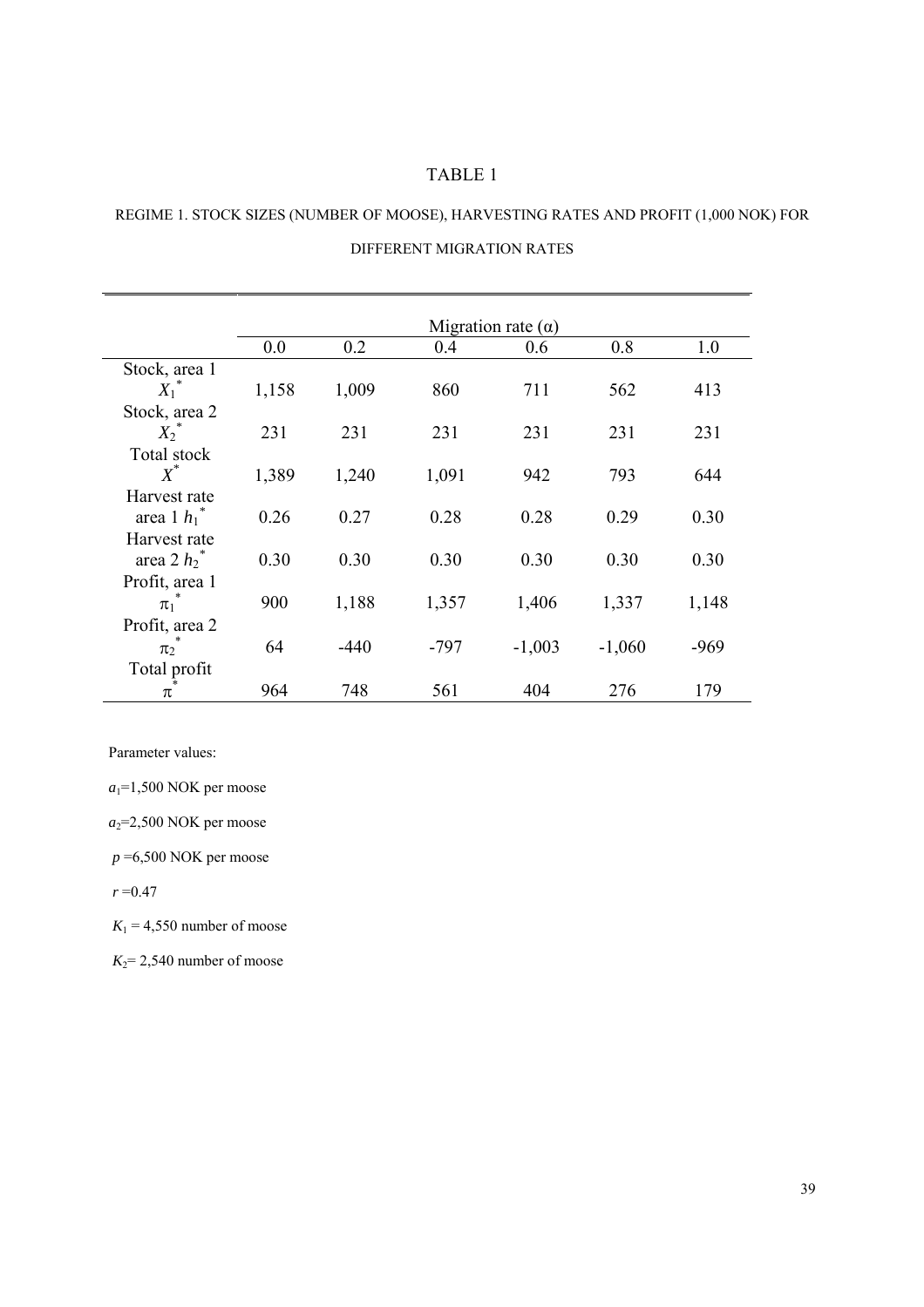# TABLE 1

REGIME 1. STOCK SIZES (NUMBER OF MOOSE), HARVESTING RATES AND PROFIT (1,000 NOK) FOR DIFFERENT MIGRATION RATES

| | Migration rate ($\alpha$) | | | | | |
|---|---|---|---|---|---|---|
| | 0.0 | 0.2 | 0.4 | 0.6 | 0.8 | 1.0 |
| Stock, area 1 $X_1^*$ | 1,158 | 1,009 | 860 | 711 | 562 | 413 |
| Stock, area 2 $X_2^*$ | 231 | 231 | 231 | 231 | 231 | 231 |
| Total stock $X^*$ | 1,389 | 1,240 | 1,091 | 942 | 793 | 644 |
| Harvest rate area 1 $h_1^*$ | 0.26 | 0.27 | 0.28 | 0.28 | 0.29 | 0.30 |
| Harvest rate area 2 $h_2^*$ | 0.30 | 0.30 | 0.30 | 0.30 | 0.30 | 0.30 |
| Profit, area 1 $\pi_1^*$ | 900 | 1,188 | 1,357 | 1,406 | 1,337 | 1,148 |
| Profit, area 2 $\pi_2^*$ | 64 | -440 | -797 | -1,003 | -1,060 | -969 |
| Total profit $\pi^*$ | 964 | 748 | 561 | 404 | 276 | 179 |

Parameter values:

$a_1$=1,500 NOK per moose

$a_2$=2,500 NOK per moose

$p$ =6,500 NOK per moose

$r$ =0.47

$K_1$ = 4,550 number of moose

$K_2$= 2,540 number of moose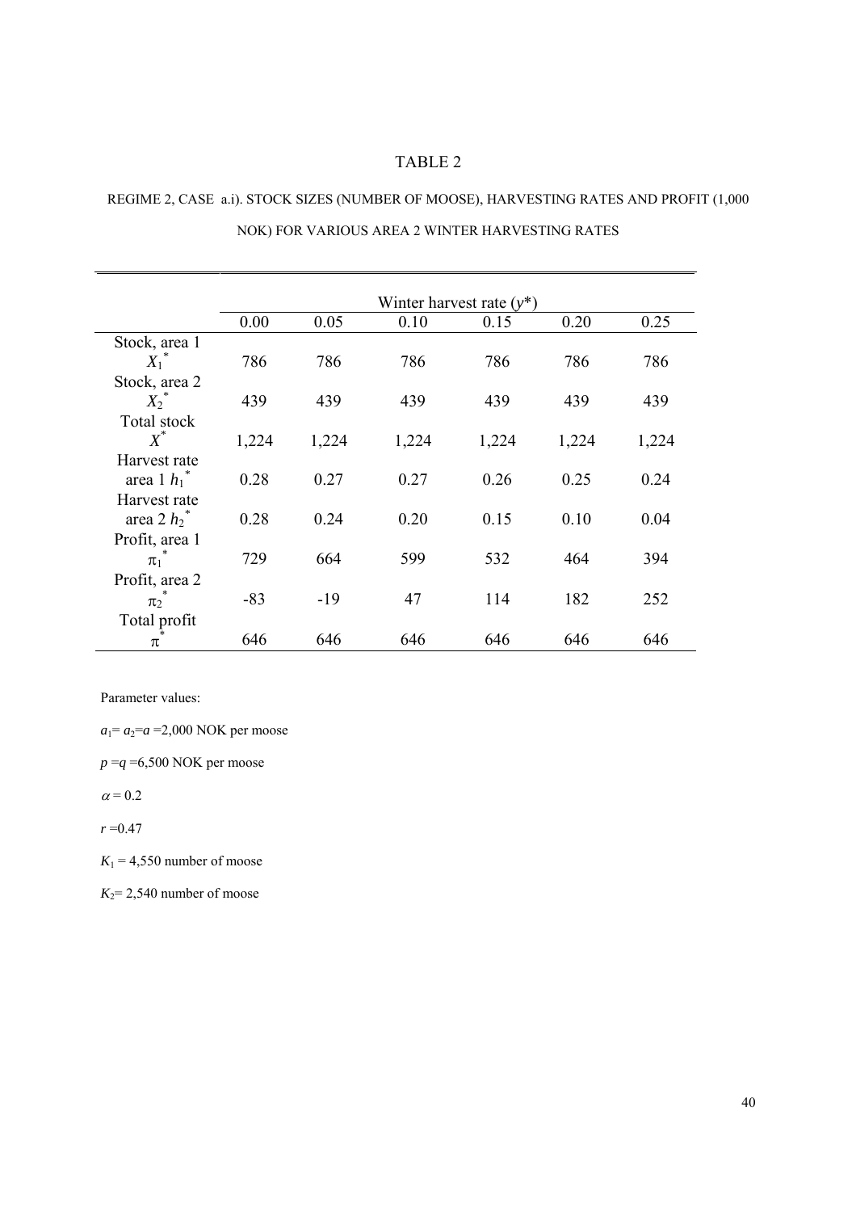# TABLE 2

REGIME 2, CASE a.i). STOCK SIZES (NUMBER OF MOOSE), HARVESTING RATES AND PROFIT (1,000 NOK) FOR VARIOUS AREA 2 WINTER HARVESTING RATES

| | Winter harvest rate ($y$*) | | | | | |
|---|---|---|---|---|---|---|
| | 0.00 | 0.05 | 0.10 | 0.15 | 0.20 | 0.25 |
| Stock, area 1 $X_1^*$ | 786 | 786 | 786 | 786 | 786 | 786 |
| Stock, area 2 $X_2^*$ | 439 | 439 | 439 | 439 | 439 | 439 |
| Total stock $X^*$ | 1,224 | 1,224 | 1,224 | 1,224 | 1,224 | 1,224 |
| Harvest rate area 1 $h_1^*$ | 0.28 | 0.27 | 0.27 | 0.26 | 0.25 | 0.24 |
| Harvest rate area 2 $h_2^*$ | 0.28 | 0.24 | 0.20 | 0.15 | 0.10 | 0.04 |
| Profit, area 1 $\pi_1^*$ | 729 | 664 | 599 | 532 | 464 | 394 |
| Profit, area 2 $\pi_2^*$ | -83 | -19 | 47 | 114 | 182 | 252 |
| Total profit $\pi^*$ | 646 | 646 | 646 | 646 | 646 | 646 |

Parameter values:

$a_1 = a_2 = a$ =2,000 NOK per moose

$p = q$ =6,500 NOK per moose

$\alpha = 0.2$

$r$ =0.47

$K_1$ = 4,550 number of moose

$K_2$= 2,540 number of moose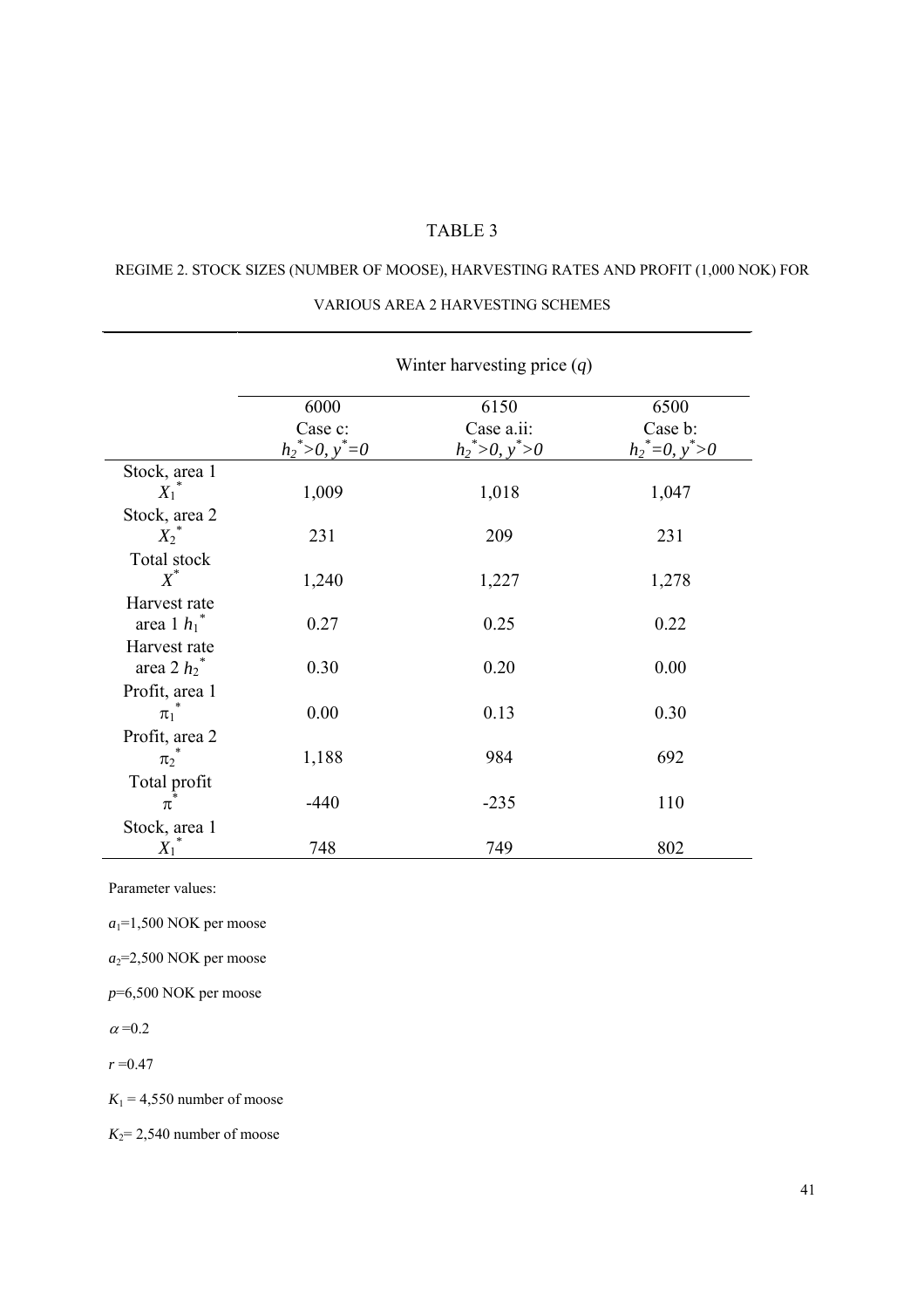# TABLE 3

REGIME 2. STOCK SIZES (NUMBER OF MOOSE), HARVESTING RATES AND PROFIT (1,000 NOK) FOR VARIOUS AREA 2 HARVESTING SCHEMES

| | Winter harvesting price ($q$) | | |
|---|---|---|---|
| | 6000<br>Case c:<br>$h_2^*>0, y^*=0$ | 6150<br>Case a.ii:<br>$h_2^*>0, y^*>0$ | 6500<br>Case b:<br>$h_2^*=0, y^*>0$ |
| Stock, area 1 $X_1^*$ | 1,009 | 1,018 | 1,047 |
| Stock, area 2 $X_2^*$ | 231 | 209 | 231 |
| Total stock $X^*$ | 1,240 | 1,227 | 1,278 |
| Harvest rate area 1 $h_1^*$ | 0.27 | 0.25 | 0.22 |
| Harvest rate area 2 $h_2^*$ | 0.30 | 0.20 | 0.00 |
| Profit, area 1 $\pi_1^*$ | 0.00 | 0.13 | 0.30 |
| Profit, area 2 $\pi_2^*$ | 1,188 | 984 | 692 |
| Total profit $\pi^*$ | -440 | -235 | 110 |
| Stock, area 1 $X_1^*$ | 748 | 749 | 802 |

Parameter values:

$a_1$=1,500 NOK per moose

$a_2$=2,500 NOK per moose

$p$=6,500 NOK per moose

$\alpha$=0.2

$r$=0.47

$K_1$ = 4,550 number of moose

$K_2$= 2,540 number of moose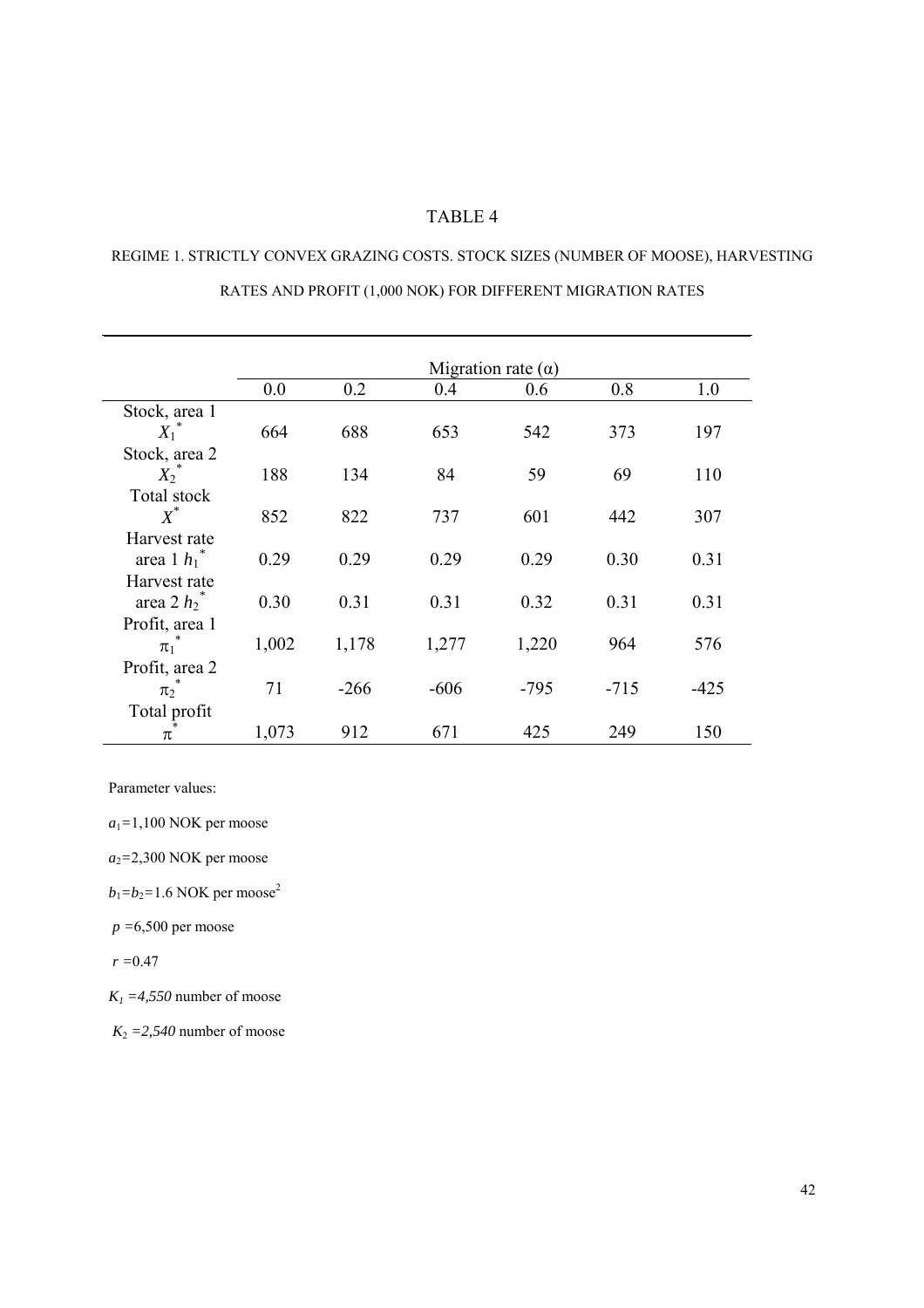# TABLE 4

REGIME 1. STRICTLY CONVEX GRAZING COSTS. STOCK SIZES (NUMBER OF MOOSE), HARVESTING RATES AND PROFIT (1,000 NOK) FOR DIFFERENT MIGRATION RATES

| | Migration rate (α) | | | | | |
|---|---|---|---|---|---|---|
| | 0.0 | 0.2 | 0.4 | 0.6 | 0.8 | 1.0 |
| Stock, area 1 $X_1^*$ | 664 | 688 | 653 | 542 | 373 | 197 |
| Stock, area 2 $X_2^*$ | 188 | 134 | 84 | 59 | 69 | 110 |
| Total stock $X^*$ | 852 | 822 | 737 | 601 | 442 | 307 |
| Harvest rate area 1 $h_1^*$ | 0.29 | 0.29 | 0.29 | 0.29 | 0.30 | 0.31 |
| Harvest rate area 2 $h_2^*$ | 0.30 | 0.31 | 0.31 | 0.32 | 0.31 | 0.31 |
| Profit, area 1 $\pi_1^*$ | 1,002 | 1,178 | 1,277 | 1,220 | 964 | 576 |
| Profit, area 2 $\pi_2^*$ | 71 | -266 | -606 | -795 | -715 | -425 |
| Total profit $\pi^*$ | 1,073 | 912 | 671 | 425 | 249 | 150 |

Parameter values:

$a_1$=1,100 NOK per moose

$a_2$=2,300 NOK per moose

$b_1$=$b_2$=1.6 NOK per moose$^2$

$p$ =6,500 per moose

$r$ =0.47

$K_1$ =*4,550* number of moose

$K_2$ =*2,540* number of moose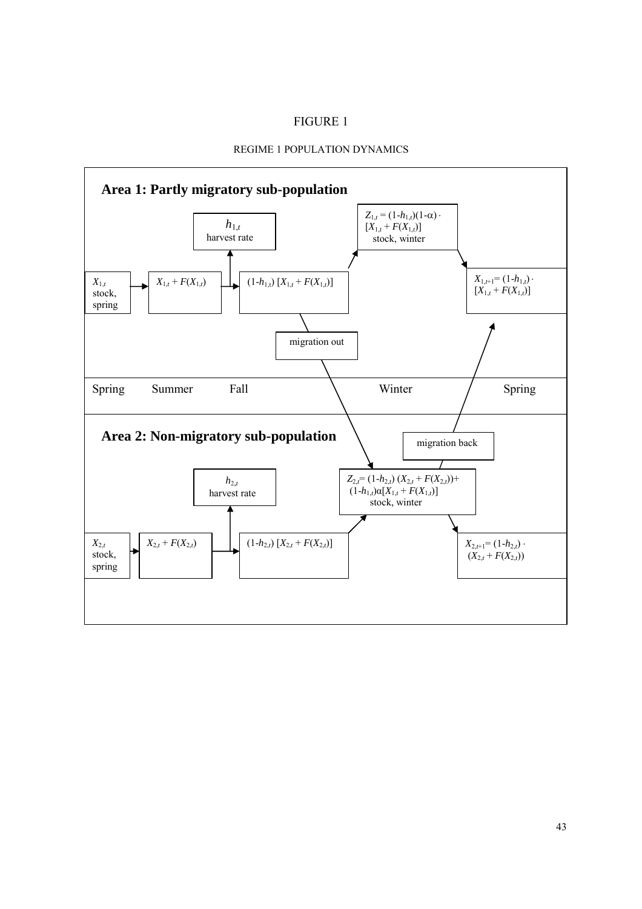FIGURE 1

REGIME 1 POPULATION DYNAMICS

**Area 1: Partly migratory sub-population**

$h_{1,t}$
harvest rate

$Z_{1,t} = (1-h_{1,t})(1-\alpha) \cdot [X_{1,t} + F(X_{1,t})]$
stock, winter

$X_{1,t}$
stock,
spring

$X_{1,t} + F(X_{1,t})$

$(1-h_{1,t}) [X_{1,t} + F(X_{1,t})]$

$X_{1,t+1} = (1-h_{1,t}) \cdot [X_{1,t} + F(X_{1,t})]$

migration out

Spring Summer Fall Winter Spring

**Area 2: Non-migratory sub-population**

migration back

$h_{2,t}$
harvest rate

$Z_{2,t} = (1-h_{2,t}) (X_{2,t} + F(X_{2,t})) + (1-h_{1,t})\alpha[X_{1,t} + F(X_{1,t})]$
stock, winter

$X_{2,t}$
stock,
spring

$X_{2,t} + F(X_{2,t})$

$(1-h_{2,t}) [X_{2,t} + F(X_{2,t})]$

$X_{2,t+1} = (1-h_{2,t}) \cdot (X_{2,t} + F(X_{2,t}))$